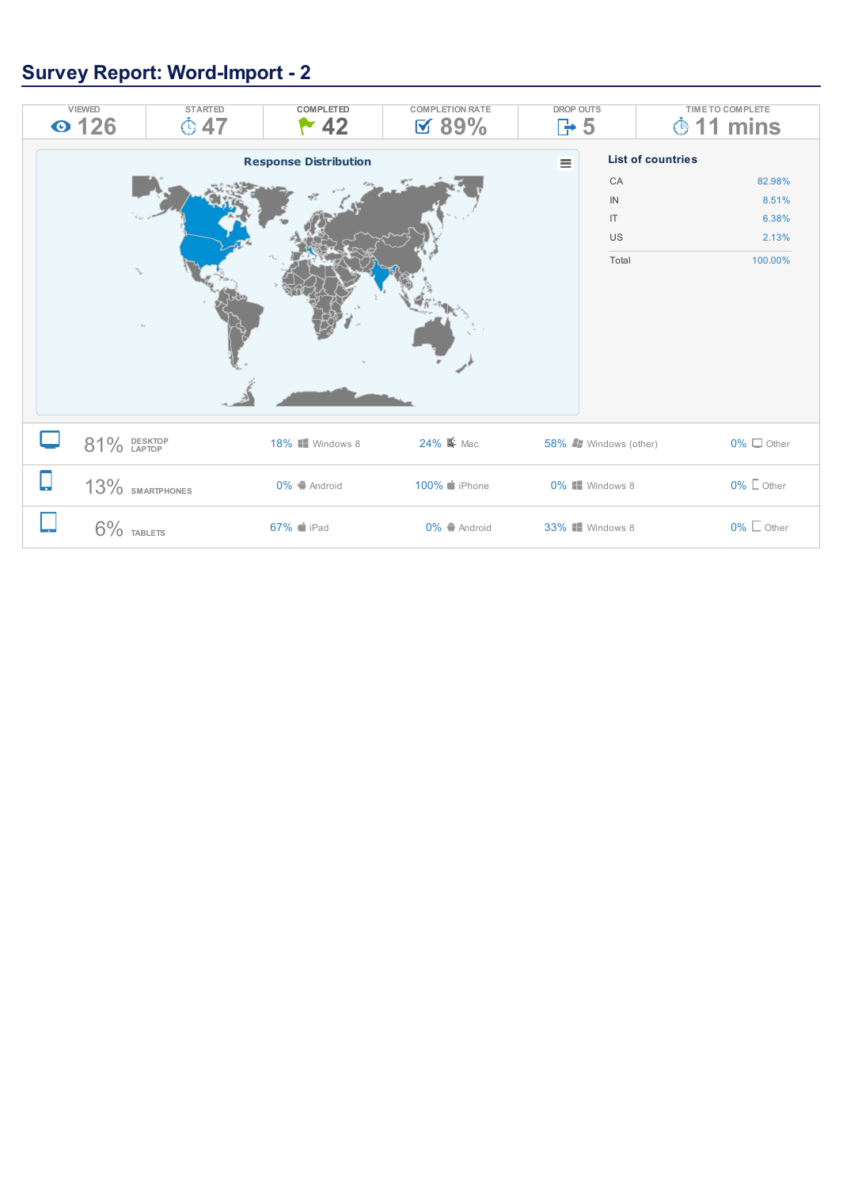# Survey Report: Word-Import - 2

| VIEWED | STARTED | COMPLETED | COMPLETION RATE | DROP OUTS | TIME TO COMPLETE |
|---|---|---|---|---|---|
| 126 | 47 | 42 | 89% | 5 | 11 mins |

**Response Distribution**

**List of countries**

| Country | Percentage |
|---|---|
| CA | 82.98% |
| IN | 8.51% |
| IT | 6.38% |
| US | 2.13% |
| Total | 100.00% |

| Device | Share | | | | |
|---|---|---|---|---|---|
| DESKTOP LAPTOP | 81% | 18% Windows 8 | 24% Mac | 58% Windows (other) | 0% Other |
| SMARTPHONES | 13% | 0% Android | 100% iPhone | 0% Windows 8 | 0% Other |
| TABLETS | 6% | 67% iPad | 0% Android | 33% Windows 8 | 0% Other |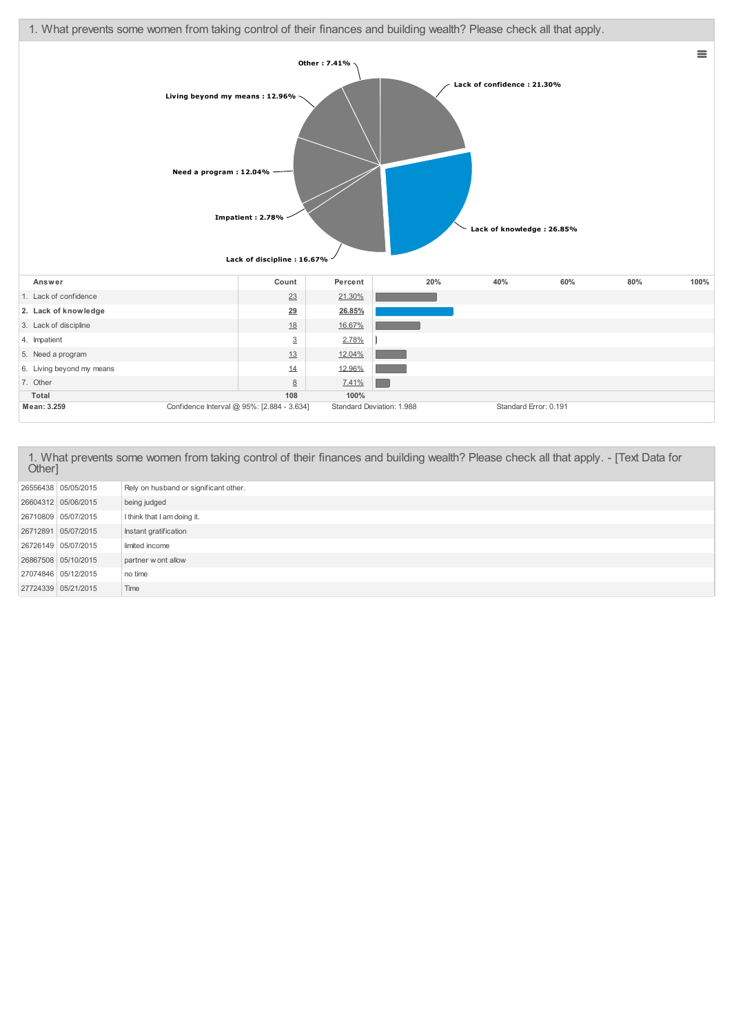## 1. What prevents some women from taking control of their finances and building wealth? Please check all that apply.

Other : 7.41%

Lack of confidence : 21.30%

Living beyond my means : 12.96%

Need a program : 12.04%

Impatient : 2.78%

Lack of knowledge : 26.85%

Lack of discipline : 16.67%

| Answer | Count | Percent |
|---|---|---|
| 1. Lack of confidence | 23 | 21.30% |
| **2. Lack of knowledge** | **29** | **26.85%** |
| 3. Lack of discipline | 18 | 16.67% |
| 4. Impatient | 3 | 2.78% |
| 5. Need a program | 13 | 12.04% |
| 6. Living beyond my means | 14 | 12.96% |
| 7. Other | 8 | 7.41% |
| **Total** | **108** | **100%** |

**Mean: 3.259** | Confidence Interval @ 95%: [2.884 - 3.634] | Standard Deviation: 1.988 | Standard Error: 0.191

## 1. What prevents some women from taking control of their finances and building wealth? Please check all that apply. - [Text Data for Other]

| | | |
|---|---|---|
| 26556438 | 05/05/2015 | Rely on husband or significant other. |
| 26604312 | 05/06/2015 | being judged |
| 26710809 | 05/07/2015 | I think that I am doing it. |
| 26712891 | 05/07/2015 | Instant gratification |
| 26726149 | 05/07/2015 | limited income |
| 26867508 | 05/10/2015 | partner w ont allow |
| 27074846 | 05/12/2015 | no time |
| 27724339 | 05/21/2015 | Time |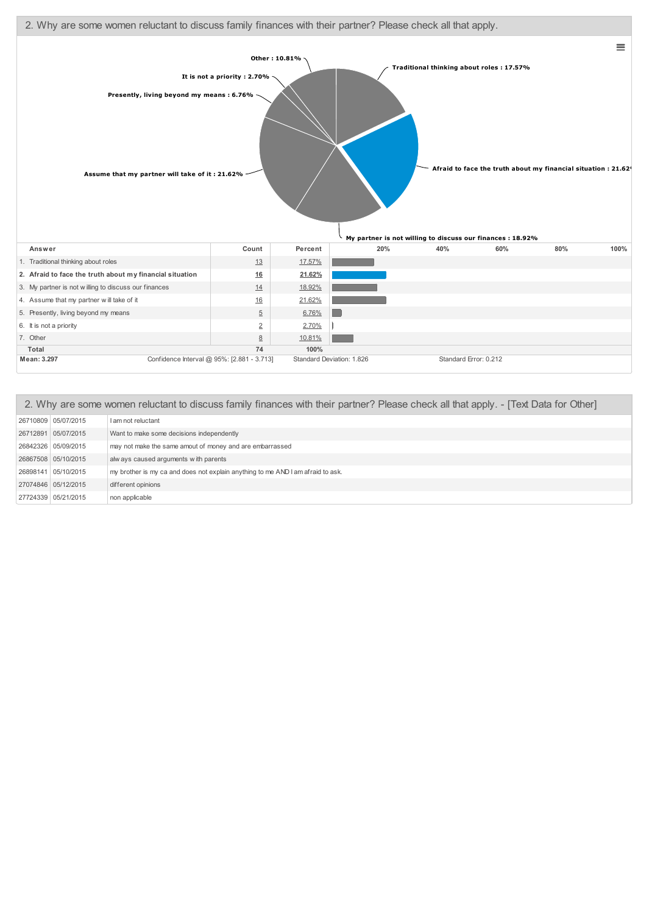## 2. Why are some women reluctant to discuss family finances with their partner? Please check all that apply.

Other : 10.81%

It is not a priority : 2.70%

Presently, living beyond my means : 6.76%

Traditional thinking about roles : 17.57%

Afraid to face the truth about my financial situation : 21.62%

Assume that my partner will take of it : 21.62%

My partner is not willing to discuss our finances : 18.92%

| Answer | Count | Percent |
|---|---|---|
| 1. Traditional thinking about roles | 13 | 17.57% |
| 2. Afraid to face the truth about my financial situation | 16 | 21.62% |
| 3. My partner is not willing to discuss our finances | 14 | 18.92% |
| 4. Assume that my partner will take of it | 16 | 21.62% |
| 5. Presently, living beyond my means | 5 | 6.76% |
| 6. It is not a priority | 2 | 2.70% |
| 7. Other | 8 | 10.81% |
| **Total** | **74** | **100%** |

**Mean: 3.297** | Confidence Interval @ 95%: [2.881 - 3.713] | Standard Deviation: 1.826 | Standard Error: 0.212

## 2. Why are some women reluctant to discuss family finances with their partner? Please check all that apply. - [Text Data for Other]

| | | |
|---|---|---|
| 26710809 | 05/07/2015 | I am not reluctant |
| 26712891 | 05/07/2015 | Want to make some decisions independently |
| 26842326 | 05/09/2015 | may not make the same amout of money and are embarrassed |
| 26867508 | 05/10/2015 | always caused arguments with parents |
| 26898141 | 05/10/2015 | my brother is my ca and does not explain anything to me AND I am afraid to ask. |
| 27074846 | 05/12/2015 | different opinions |
| 27724339 | 05/21/2015 | non applicable |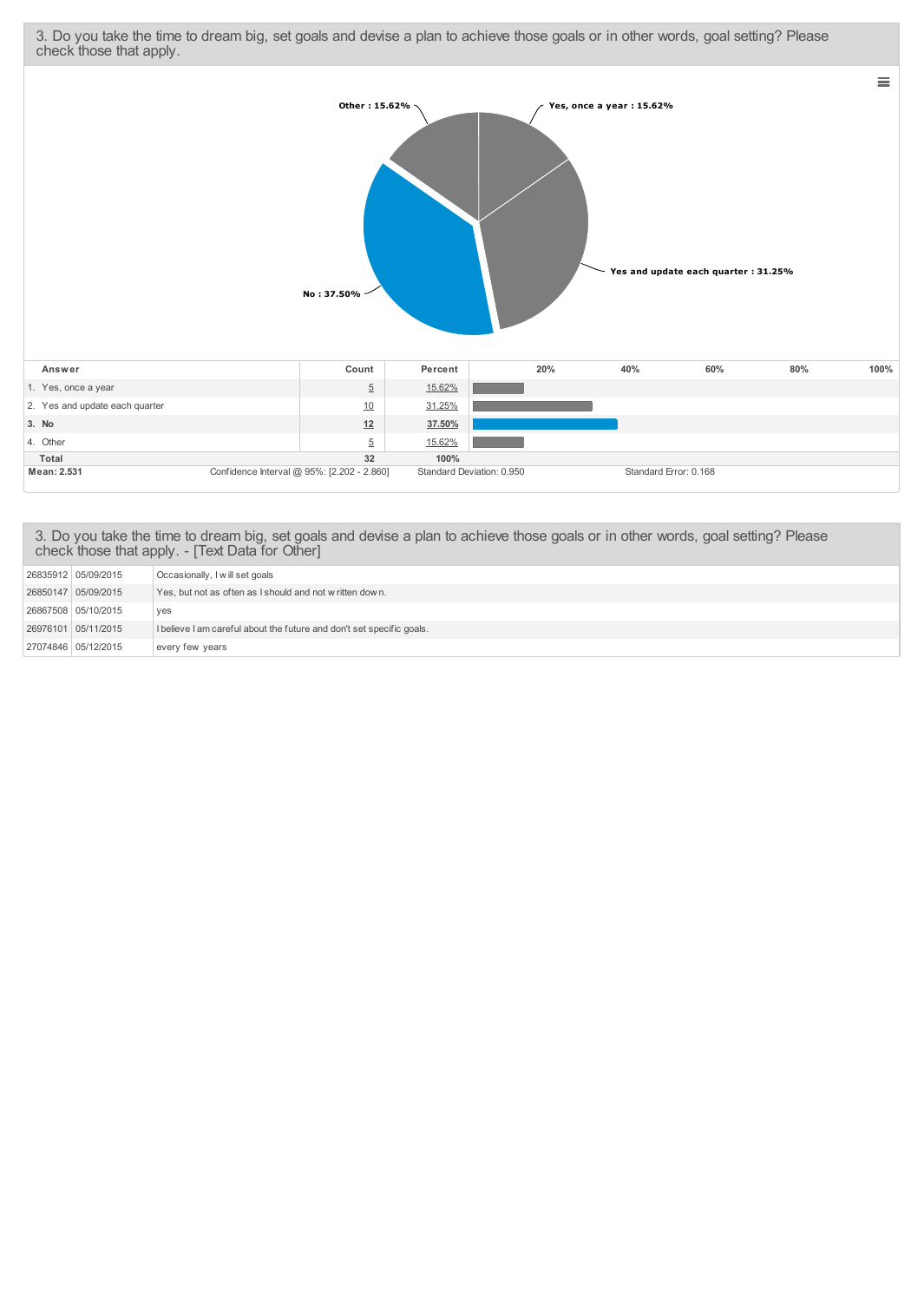## 3. Do you take the time to dream big, set goals and devise a plan to achieve those goals or in other words, goal setting? Please check those that apply.

Other : 15.62%
Yes, once a year : 15.62%
Yes and update each quarter : 31.25%
No : 37.50%

| Answer | Count | Percent |
|---|---|---|
| 1. Yes, once a year | 5 | 15.62% |
| 2. Yes and update each quarter | 10 | 31.25% |
| **3. No** | **12** | **37.50%** |
| 4. Other | 5 | 15.62% |
| **Total** | **32** | **100%** |

**Mean: 2.531** Confidence Interval @ 95%: [2.202 - 2.860] Standard Deviation: 0.950 Standard Error: 0.168

## 3. Do you take the time to dream big, set goals and devise a plan to achieve those goals or in other words, goal setting? Please check those that apply. - [Text Data for Other]

| | | |
|---|---|---|
| 26835912 | 05/09/2015 | Occasionally, I will set goals |
| 26850147 | 05/09/2015 | Yes, but not as often as I should and not written down. |
| 26867508 | 05/10/2015 | yes |
| 26976101 | 05/11/2015 | I believe I am careful about the future and don't set specific goals. |
| 27074846 | 05/12/2015 | every few years |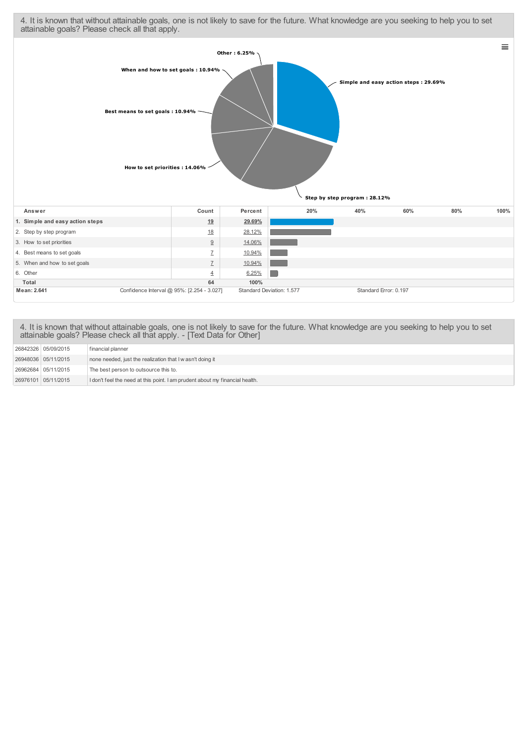4. It is known that without attainable goals, one is not likely to save for the future. What knowledge are you seeking to help you to set attainable goals? Please check all that apply.

Other : 6.25%

When and how to set goals : 10.94%

Best means to set goals : 10.94%

How to set priorities : 14.06%

Simple and easy action steps : 29.69%

Step by step program : 28.12%

| Answer | Count | Percent |
|---|---|---|
| 1. Simple and easy action steps | 19 | 29.69% |
| 2. Step by step program | 18 | 28.12% |
| 3. How to set priorities | 9 | 14.06% |
| 4. Best means to set goals | 7 | 10.94% |
| 5. When and how to set goals | 7 | 10.94% |
| 6. Other | 4 | 6.25% |
| Total | 64 | 100% |

Mean: 2.641 | Confidence Interval @ 95%: [2.254 - 3.027] | Standard Deviation: 1.577 | Standard Error: 0.197

4. It is known that without attainable goals, one is not likely to save for the future. What knowledge are you seeking to help you to set attainable goals? Please check all that apply. - [Text Data for Other]

| | | |
|---|---|---|
| 26842326 | 05/09/2015 | financial planner |
| 26948036 | 05/11/2015 | none needed, just the realization that I w asn't doing it |
| 26962684 | 05/11/2015 | The best person to outsource this to. |
| 26976101 | 05/11/2015 | I don't feel the need at this point. I am prudent about my financial health. |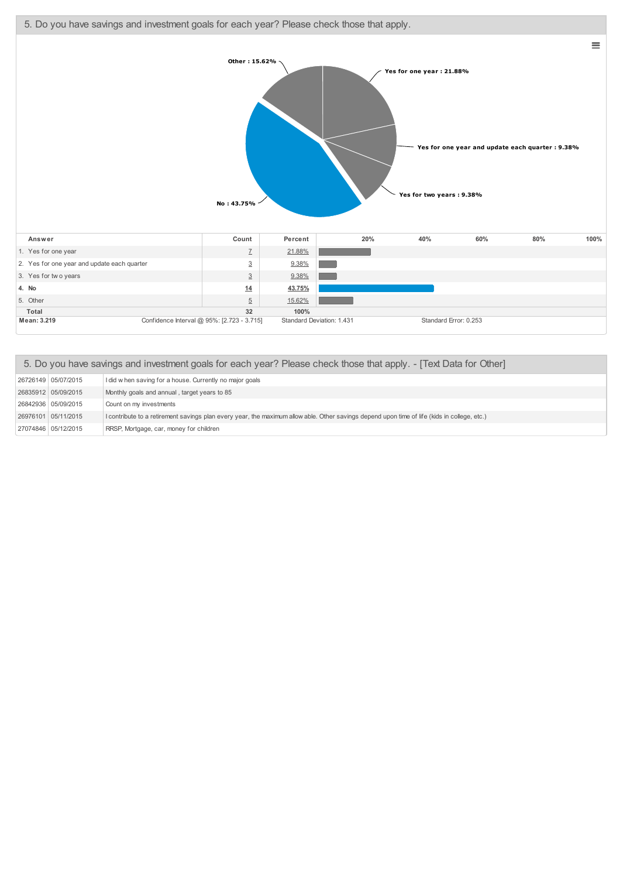## 5. Do you have savings and investment goals for each year? Please check those that apply.

| Answer | Count | Percent |
|---|---|---|
| 1. Yes for one year | 7 | 21.88% |
| 2. Yes for one year and update each quarter | 3 | 9.38% |
| 3. Yes for two years | 3 | 9.38% |
| **4. No** | **14** | **43.75%** |
| 5. Other | 5 | 15.62% |
| **Total** | **32** | **100%** |

**Mean: 3.219** | Confidence Interval @ 95%: [2.723 - 3.715] | Standard Deviation: 1.431 | Standard Error: 0.253

## 5. Do you have savings and investment goals for each year? Please check those that apply. - [Text Data for Other]

| | | |
|---|---|---|
| 26726149 | 05/07/2015 | I did when saving for a house. Currently no major goals |
| 26835912 | 05/09/2015 | Monthly goals and annual , target years to 85 |
| 26842936 | 05/09/2015 | Count on my investments |
| 26976101 | 05/11/2015 | I contribute to a retirement savings plan every year, the maximum allowable. Other savings depend upon time of life (kids in college, etc.) |
| 27074846 | 05/12/2015 | RRSP, Mortgage, car, money for children |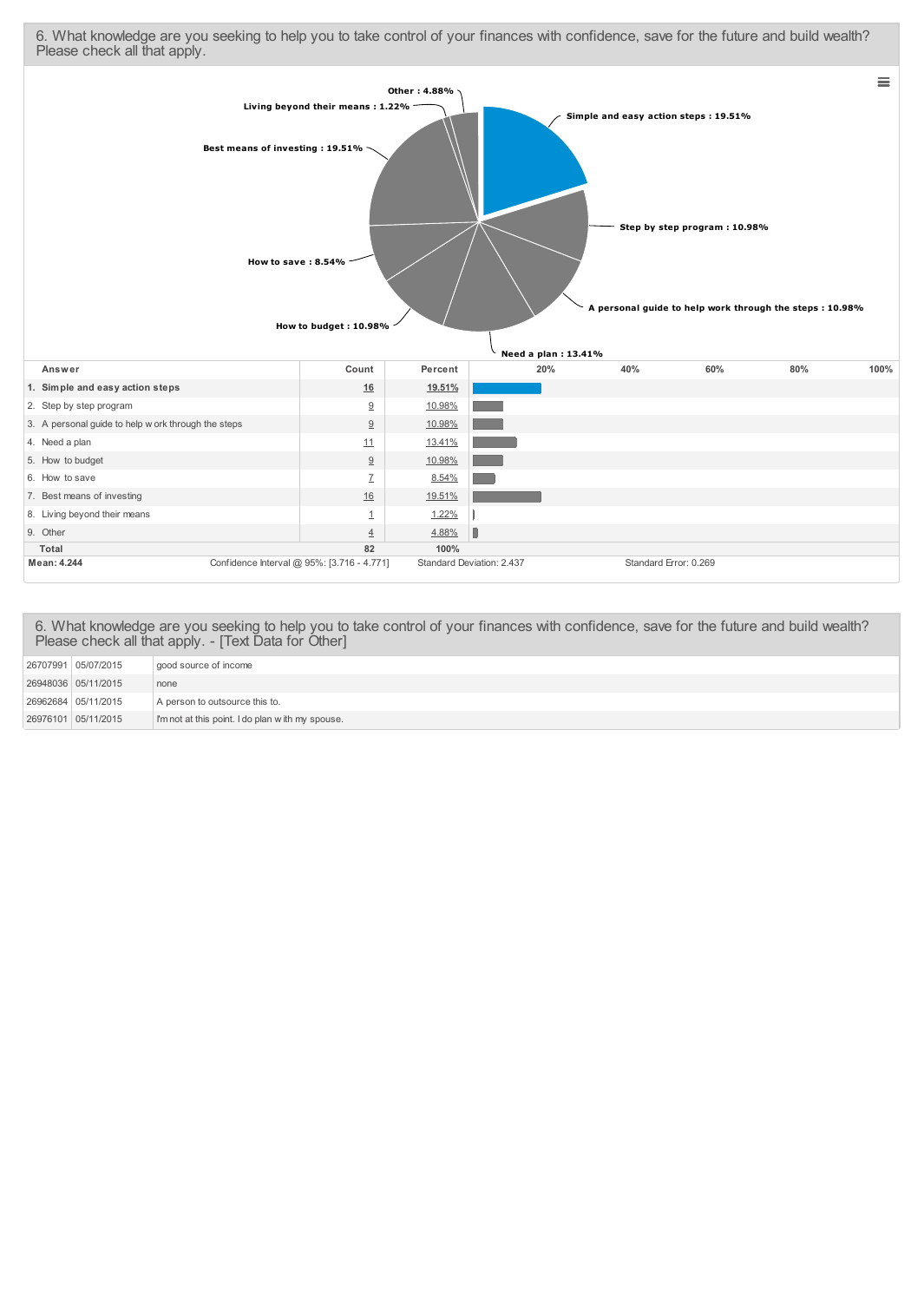## 6. What knowledge are you seeking to help you to take control of your finances with confidence, save for the future and build wealth? Please check all that apply.

| Answer | Count | Percent |
|---|---|---|
| 1. Simple and easy action steps | 16 | 19.51% |
| 2. Step by step program | 9 | 10.98% |
| 3. A personal guide to help work through the steps | 9 | 10.98% |
| 4. Need a plan | 11 | 13.41% |
| 5. How to budget | 9 | 10.98% |
| 6. How to save | 7 | 8.54% |
| 7. Best means of investing | 16 | 19.51% |
| 8. Living beyond their means | 1 | 1.22% |
| 9. Other | 4 | 4.88% |
| Total | 82 | 100% |

Mean: 4.244 | Confidence Interval @ 95%: [3.716 - 4.771] | Standard Deviation: 2.437 | Standard Error: 0.269

## 6. What knowledge are you seeking to help you to take control of your finances with confidence, save for the future and build wealth? Please check all that apply. - [Text Data for Other]

| | | |
|---|---|---|
| 26707991 | 05/07/2015 | good source of income |
| 26948036 | 05/11/2015 | none |
| 26962684 | 05/11/2015 | A person to outsource this to. |
| 26976101 | 05/11/2015 | I'm not at this point. I do plan with my spouse. |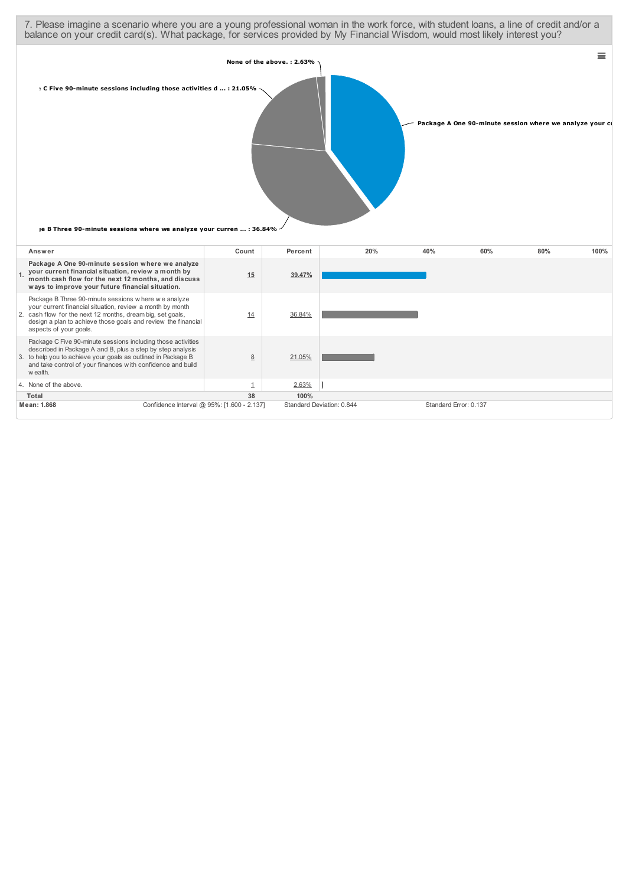7. Please imagine a scenario where you are a young professional woman in the work force, with student loans, a line of credit and/or a balance on your credit card(s). What package, for services provided by My Financial Wisdom, would most likely interest you?

None of the above. : 2.63%

Package C Five 90-minute sessions including those activities d ... : 21.05%

Package A One 90-minute session where we analyze your cu

Package B Three 90-minute sessions where we analyze your curren ... : 36.84%

| | Answer | Count | Percent |
|---|---|---|---|
| 1. | **Package A One 90-minute session where we analyze your current financial situation, review a month by month cash flow for the next 12 months, and discuss ways to improve your future financial situation.** | **15** | **39.47%** |
| 2. | Package B Three 90-minute sessions where we analyze your current financial situation, review a month by month cash flow for the next 12 months, dream big, set goals, design a plan to achieve those goals and review the financial aspects of your goals. | 14 | 36.84% |
| 3. | Package C Five 90-minute sessions including those activities described in Package A and B, plus a step by step analysis to help you to achieve your goals as outlined in Package B and take control of your finances with confidence and build wealth. | 8 | 21.05% |
| 4. | None of the above. | 1 | 2.63% |
| | **Total** | **38** | **100%** |

**Mean: 1.868** Confidence Interval @ 95%: [1.600 - 2.137] Standard Deviation: 0.844 Standard Error: 0.137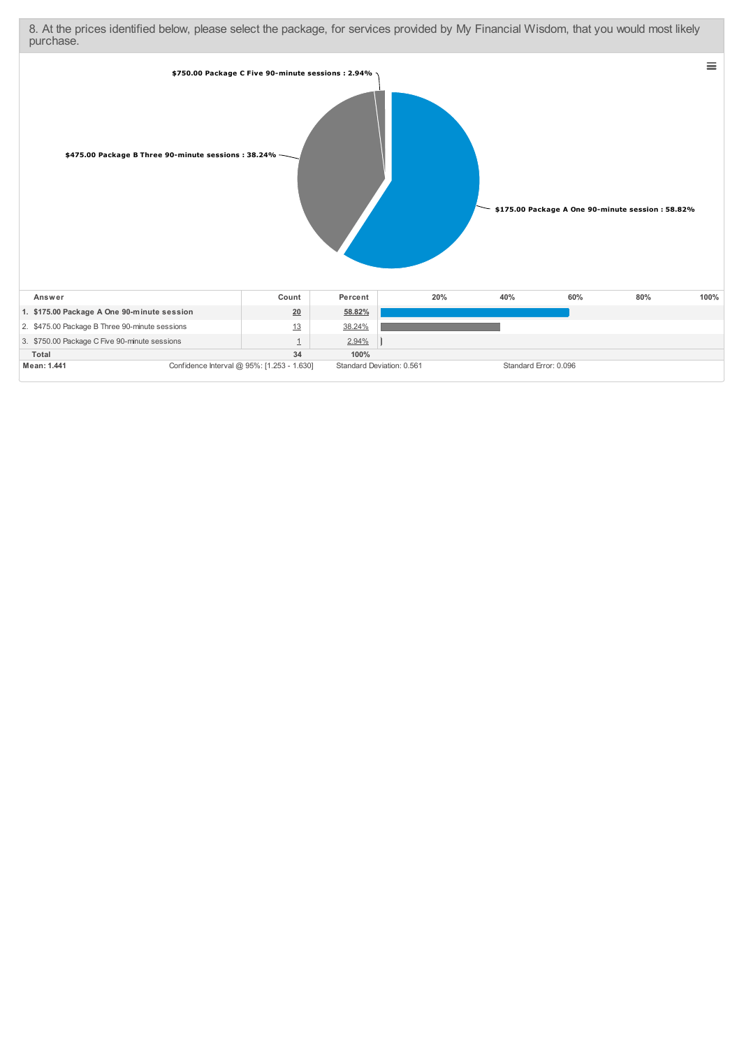8. At the prices identified below, please select the package, for services provided by My Financial Wisdom, that you would most likely purchase.

$750.00 Package C Five 90-minute sessions : 2.94%

$475.00 Package B Three 90-minute sessions : 38.24%

$175.00 Package A One 90-minute session : 58.82%

| Answer | Count | Percent |
|---|---|---|
| 1. $175.00 Package A One 90-minute session | 20 | 58.82% |
| 2. $475.00 Package B Three 90-minute sessions | 13 | 38.24% |
| 3. $750.00 Package C Five 90-minute sessions | 1 | 2.94% |
| Total | 34 | 100% |

Mean: 1.441 | Confidence Interval @ 95%: [1.253 - 1.630] | Standard Deviation: 0.561 | Standard Error: 0.096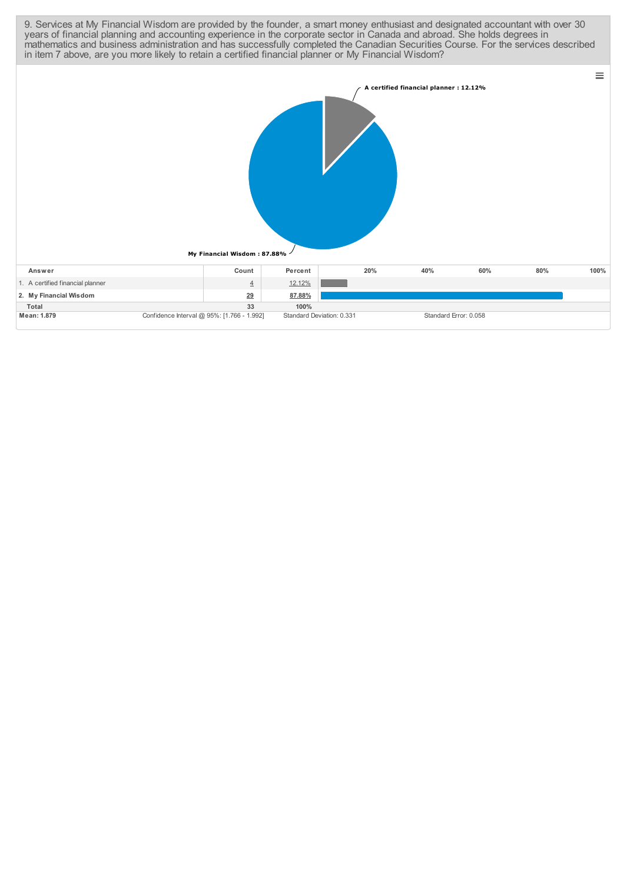9. Services at My Financial Wisdom are provided by the founder, a smart money enthusiast and designated accountant with over 30 years of financial planning and accounting experience in the corporate sector in Canada and abroad. She holds degrees in mathematics and business administration and has successfully completed the Canadian Securities Course. For the services described in item 7 above, are you more likely to retain a certified financial planner or My Financial Wisdom?

A certified financial planner : 12.12%

My Financial Wisdom : 87.88%

| Answer | Count | Percent |
|---|---|---|
| 1. A certified financial planner | 4 | 12.12% |
| 2. My Financial Wisdom | 29 | 87.88% |
| Total | 33 | 100% |

Mean: 1.879 | Confidence Interval @ 95%: [1.766 - 1.992] | Standard Deviation: 0.331 | Standard Error: 0.058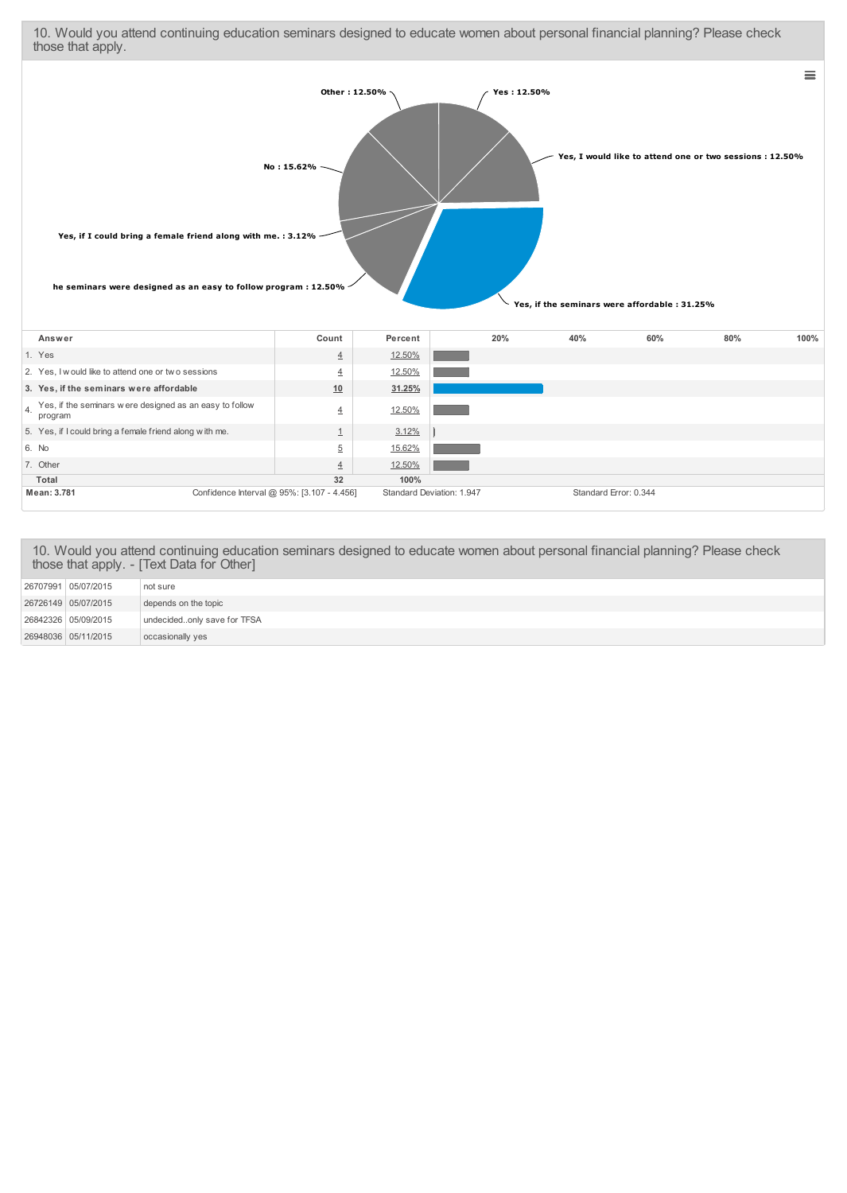## 10. Would you attend continuing education seminars designed to educate women about personal financial planning? Please check those that apply.

Other : 12.50%

Yes : 12.50%

Yes, I would like to attend one or two sessions : 12.50%

No : 15.62%

Yes, if I could bring a female friend along with me. : 3.12%

he seminars were designed as an easy to follow program : 12.50%

Yes, if the seminars were affordable : 31.25%

| Answer | Count | Percent |
|---|---|---|
| 1. Yes | 4 | 12.50% |
| 2. Yes, I would like to attend one or two sessions | 4 | 12.50% |
| **3. Yes, if the seminars were affordable** | **10** | **31.25%** |
| 4. Yes, if the seminars were designed as an easy to follow program | 4 | 12.50% |
| 5. Yes, if I could bring a female friend along with me. | 1 | 3.12% |
| 6. No | 5 | 15.62% |
| 7. Other | 4 | 12.50% |
| **Total** | **32** | **100%** |

**Mean: 3.781** Confidence Interval @ 95%: [3.107 - 4.456] Standard Deviation: 1.947 Standard Error: 0.344

## 10. Would you attend continuing education seminars designed to educate women about personal financial planning? Please check those that apply. - [Text Data for Other]

| | | |
|---|---|---|
| 26707991 | 05/07/2015 | not sure |
| 26726149 | 05/07/2015 | depends on the topic |
| 26842326 | 05/09/2015 | undecided..only save for TFSA |
| 26948036 | 05/11/2015 | occasionally yes |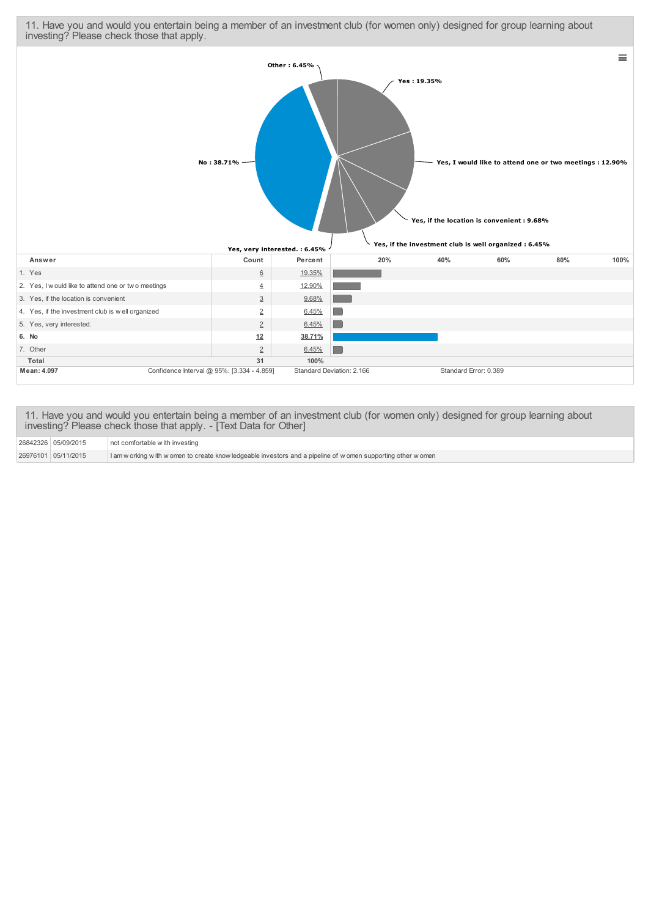## 11. Have you and would you entertain being a member of an investment club (for women only) designed for group learning about investing? Please check those that apply.

| Answer | Count | Percent |
|---|---|---|
| 1. Yes | 6 | 19.35% |
| 2. Yes, I would like to attend one or two meetings | 4 | 12.90% |
| 3. Yes, if the location is convenient | 3 | 9.68% |
| 4. Yes, if the investment club is well organized | 2 | 6.45% |
| 5. Yes, very interested. | 2 | 6.45% |
| **6. No** | **12** | **38.71%** |
| 7. Other | 2 | 6.45% |
| **Total** | **31** | **100%** |

**Mean: 4.097** | Confidence Interval @ 95%: [3.334 - 4.859] | Standard Deviation: 2.166 | Standard Error: 0.389

## 11. Have you and would you entertain being a member of an investment club (for women only) designed for group learning about investing? Please check those that apply. - [Text Data for Other]

| | | |
|---|---|---|
| 26842326 | 05/09/2015 | not comfortable with investing |
| 26976101 | 05/11/2015 | I am working with women to create knowledgeable investors and a pipeline of women supporting other women |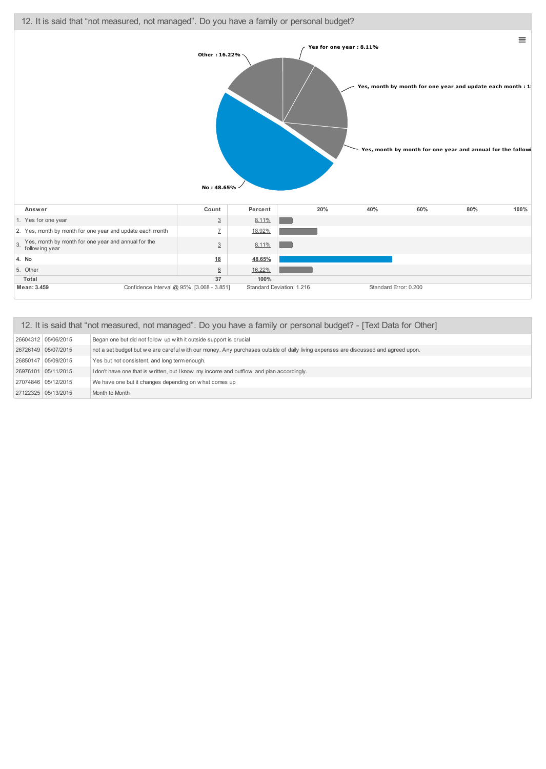## 12. It is said that "not measured, not managed". Do you have a family or personal budget?

Other : 16.22%

Yes for one year : 8.11%

Yes, month by month for one year and update each month : 1

Yes, month by month for one year and annual for the followi

No : 48.65%

| Answer | Count | Percent |
|---|---|---|
| 1. Yes for one year | 3 | 8.11% |
| 2. Yes, month by month for one year and update each month | 7 | 18.92% |
| 3. Yes, month by month for one year and annual for the following year | 3 | 8.11% |
| **4. No** | **18** | **48.65%** |
| 5. Other | 6 | 16.22% |
| **Total** | **37** | **100%** |

**Mean: 3.459** | Confidence Interval @ 95%: [3.068 - 3.851] | Standard Deviation: 1.216 | Standard Error: 0.200

## 12. It is said that "not measured, not managed". Do you have a family or personal budget? - [Text Data for Other]

| | | |
|---|---|---|
| 26604312 | 05/06/2015 | Began one but did not follow up with it outside support is crucial |
| 26726149 | 05/07/2015 | not a set budget but we are careful with our money. Any purchases outside of daily living expenses are discussed and agreed upon. |
| 26850147 | 05/09/2015 | Yes but not consistent, and long term enough. |
| 26976101 | 05/11/2015 | I don't have one that is written, but I know my income and outflow and plan accordingly. |
| 27074846 | 05/12/2015 | We have one but it changes depending on what comes up |
| 27122325 | 05/13/2015 | Month to Month |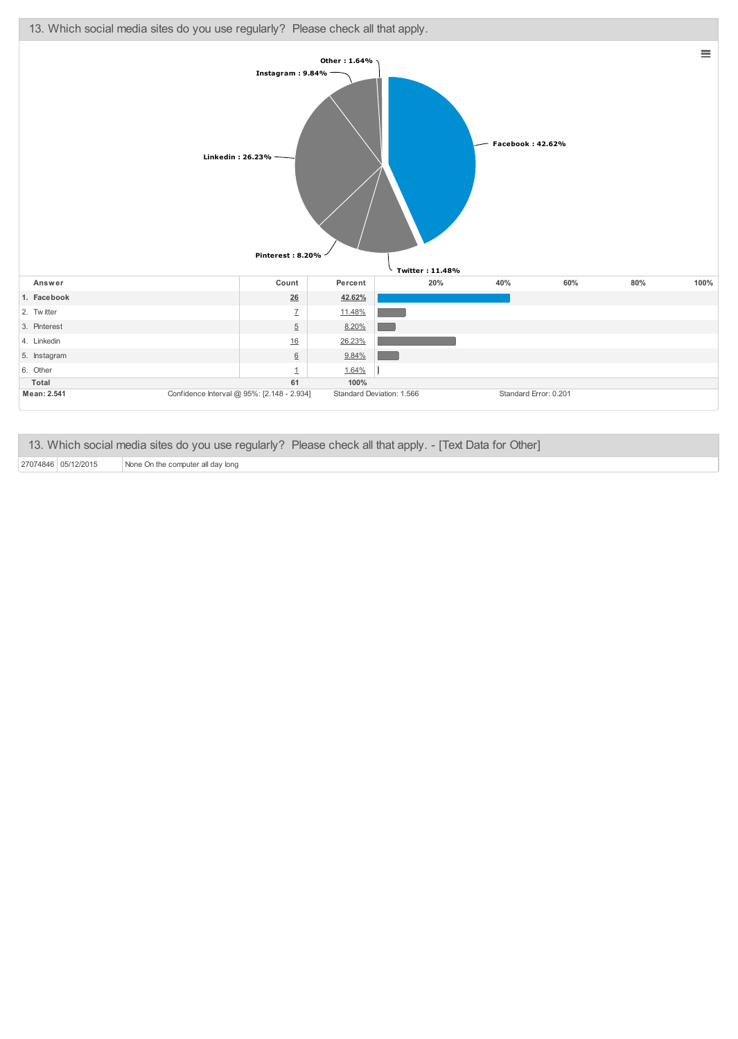## 13. Which social media sites do you use regularly? Please check all that apply.

| Answer | Count | Percent |
|---|---|---|
| 1. Facebook | 26 | 42.62% |
| 2. Twitter | 7 | 11.48% |
| 3. Pinterest | 5 | 8.20% |
| 4. Linkedin | 16 | 26.23% |
| 5. Instagram | 6 | 9.84% |
| 6. Other | 1 | 1.64% |
| Total | 61 | 100% |

Mean: 2.541 | Confidence Interval @ 95%: [2.148 - 2.934] | Standard Deviation: 1.566 | Standard Error: 0.201

## 13. Which social media sites do you use regularly? Please check all that apply. - [Text Data for Other]

| | | |
|---|---|---|
| 27074846 | 05/12/2015 | None On the computer all day long |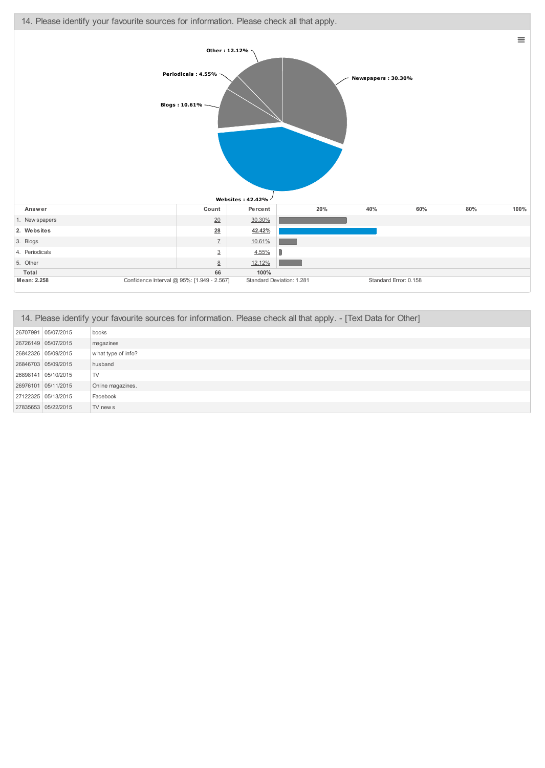## 14. Please identify your favourite sources for information. Please check all that apply.

Other : 12.12%

Periodicals : 4.55%

Blogs : 10.61%

Newspapers : 30.30%

Websites : 42.42%

| Answer | Count | Percent |
|---|---|---|
| 1. Newspapers | 20 | 30.30% |
| **2. Websites** | **28** | **42.42%** |
| 3. Blogs | 7 | 10.61% |
| 4. Periodicals | 3 | 4.55% |
| 5. Other | 8 | 12.12% |
| **Total** | **66** | **100%** |

**Mean: 2.258** Confidence Interval @ 95%: [1.949 - 2.567] Standard Deviation: 1.281 Standard Error: 0.158

## 14. Please identify your favourite sources for information. Please check all that apply. - [Text Data for Other]

| | | |
|---|---|---|
| 26707991 | 05/07/2015 | books |
| 26726149 | 05/07/2015 | magazines |
| 26842326 | 05/09/2015 | what type of info? |
| 26846703 | 05/09/2015 | husband |
| 26898141 | 05/10/2015 | TV |
| 26976101 | 05/11/2015 | Online magazines. |
| 27122325 | 05/13/2015 | Facebook |
| 27835653 | 05/22/2015 | TV news |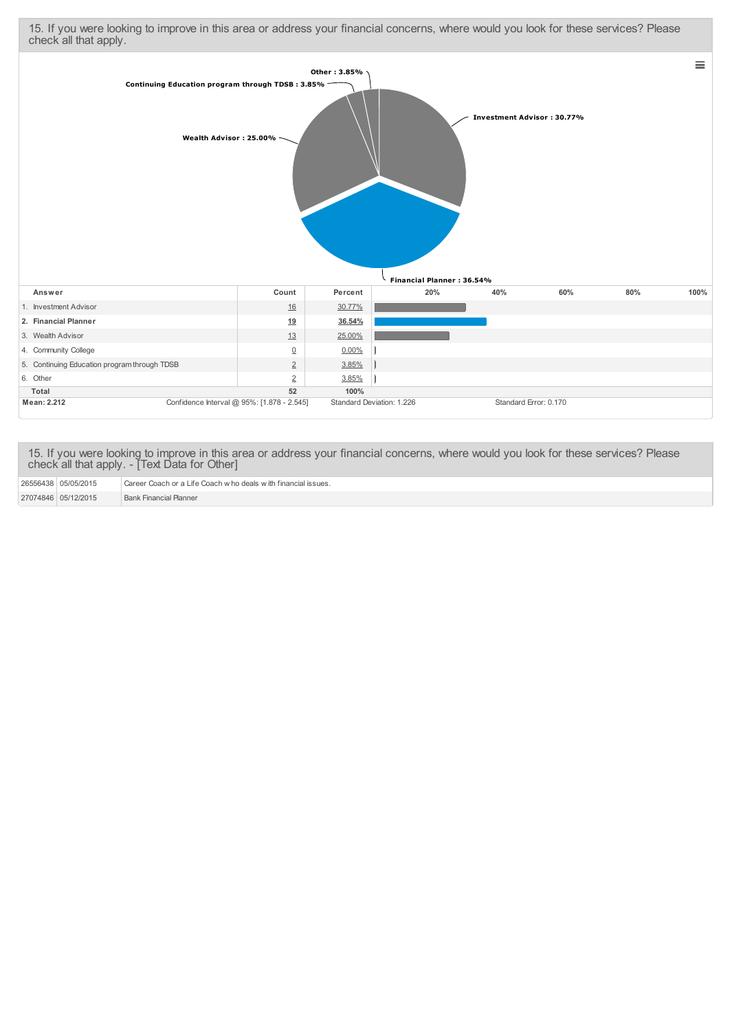## 15. If you were looking to improve in this area or address your financial concerns, where would you look for these services? Please check all that apply.

| Answer | Count | Percent |
|---|---|---|
| 1. Investment Advisor | 16 | 30.77% |
| 2. Financial Planner | 19 | 36.54% |
| 3. Wealth Advisor | 13 | 25.00% |
| 4. Community College | 0 | 0.00% |
| 5. Continuing Education program through TDSB | 2 | 3.85% |
| 6. Other | 2 | 3.85% |
| Total | 52 | 100% |

Mean: 2.212 | Confidence Interval @ 95%: [1.878 - 2.545] | Standard Deviation: 1.226 | Standard Error: 0.170

## 15. If you were looking to improve in this area or address your financial concerns, where would you look for these services? Please check all that apply. - [Text Data for Other]

| | | |
|---|---|---|
| 26556438 | 05/05/2015 | Career Coach or a Life Coach who deals with financial issues. |
| 27074846 | 05/12/2015 | Bank Financial Planner |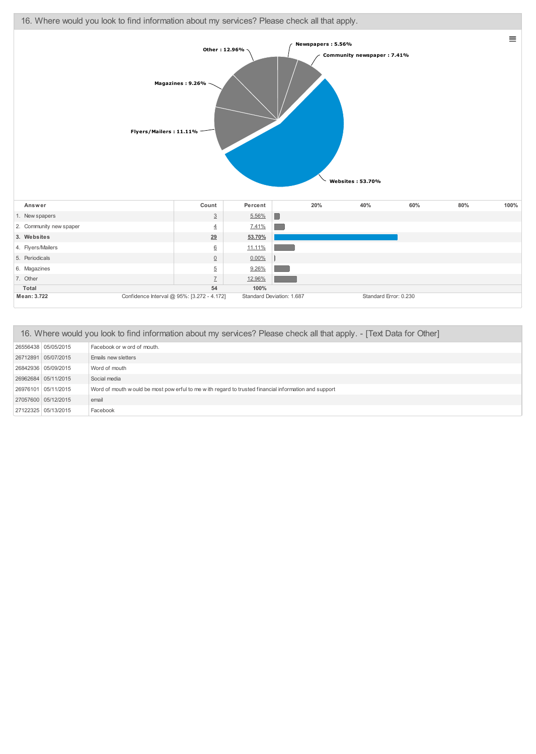## 16. Where would you look to find information about my services? Please check all that apply.

| Answer | Count | Percent |
|---|---|---|
| 1. Newspapers | 3 | 5.56% |
| 2. Community newspaper | 4 | 7.41% |
| 3. **Websites** | **29** | **53.70%** |
| 4. Flyers/Mailers | 6 | 11.11% |
| 5. Periodicals | 0 | 0.00% |
| 6. Magazines | 5 | 9.26% |
| 7. Other | 7 | 12.96% |
| **Total** | **54** | **100%** |

**Mean: 3.722** | Confidence Interval @ 95%: [3.272 - 4.172] | Standard Deviation: 1.687 | Standard Error: 0.230

## 16. Where would you look to find information about my services? Please check all that apply. - [Text Data for Other]

| | | |
|---|---|---|
| 26556438 | 05/05/2015 | Facebook or word of mouth. |
| 26712891 | 05/07/2015 | Emails newsletters |
| 26842936 | 05/09/2015 | Word of mouth |
| 26962684 | 05/11/2015 | Social media |
| 26976101 | 05/11/2015 | Word of mouth would be most powerful to me with regard to trusted financial information and support |
| 27057600 | 05/12/2015 | email |
| 27122325 | 05/13/2015 | Facebook |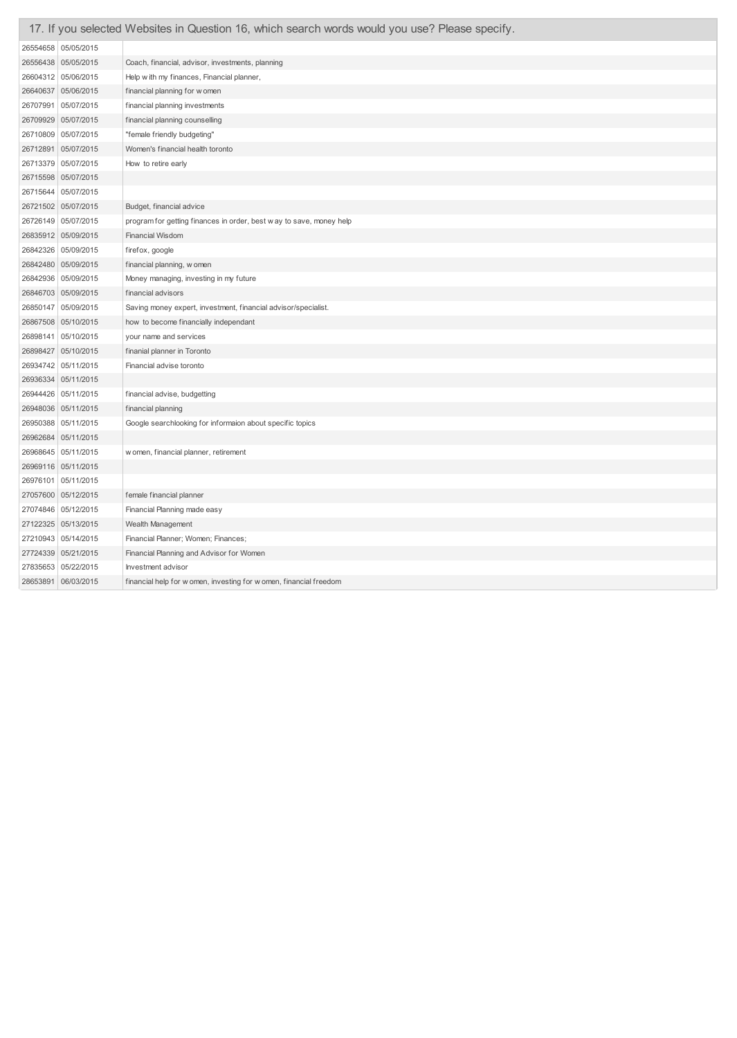## 17. If you selected Websites in Question 16, which search words would you use? Please specify.

| | | |
|---|---|---|
| 26554658 | 05/05/2015 | |
| 26556438 | 05/05/2015 | Coach, financial, advisor, investments, planning |
| 26604312 | 05/06/2015 | Help with my finances, Financial planner, |
| 26640637 | 05/06/2015 | financial planning for women |
| 26707991 | 05/07/2015 | financial planning investments |
| 26709929 | 05/07/2015 | financial planning counselling |
| 26710809 | 05/07/2015 | "female friendly budgeting" |
| 26712891 | 05/07/2015 | Women's financial health toronto |
| 26713379 | 05/07/2015 | How to retire early |
| 26715598 | 05/07/2015 | |
| 26715644 | 05/07/2015 | |
| 26721502 | 05/07/2015 | Budget, financial advice |
| 26726149 | 05/07/2015 | program for getting finances in order, best way to save, money help |
| 26835912 | 05/09/2015 | Financial Wisdom |
| 26842326 | 05/09/2015 | firefox, google |
| 26842480 | 05/09/2015 | financial planning, women |
| 26842936 | 05/09/2015 | Money managing, investing in my future |
| 26846703 | 05/09/2015 | financial advisors |
| 26850147 | 05/09/2015 | Saving money expert, investment, financial advisor/specialist. |
| 26867508 | 05/10/2015 | how to become financially independant |
| 26898141 | 05/10/2015 | your name and services |
| 26898427 | 05/10/2015 | finanial planner in Toronto |
| 26934742 | 05/11/2015 | Financial advise toronto |
| 26936334 | 05/11/2015 | |
| 26944426 | 05/11/2015 | financial advise, budgetting |
| 26948036 | 05/11/2015 | financial planning |
| 26950388 | 05/11/2015 | Google searchlooking for informaion about specific topics |
| 26962684 | 05/11/2015 | |
| 26968645 | 05/11/2015 | women, financial planner, retirement |
| 26969116 | 05/11/2015 | |
| 26976101 | 05/11/2015 | |
| 27057600 | 05/12/2015 | female financial planner |
| 27074846 | 05/12/2015 | Financial Planning made easy |
| 27122325 | 05/13/2015 | Wealth Management |
| 27210943 | 05/14/2015 | Financial Planner; Women; Finances; |
| 27724339 | 05/21/2015 | Financial Planning and Advisor for Women |
| 27835653 | 05/22/2015 | Investment advisor |
| 28653891 | 06/03/2015 | financial help for women, investing for women, financial freedom |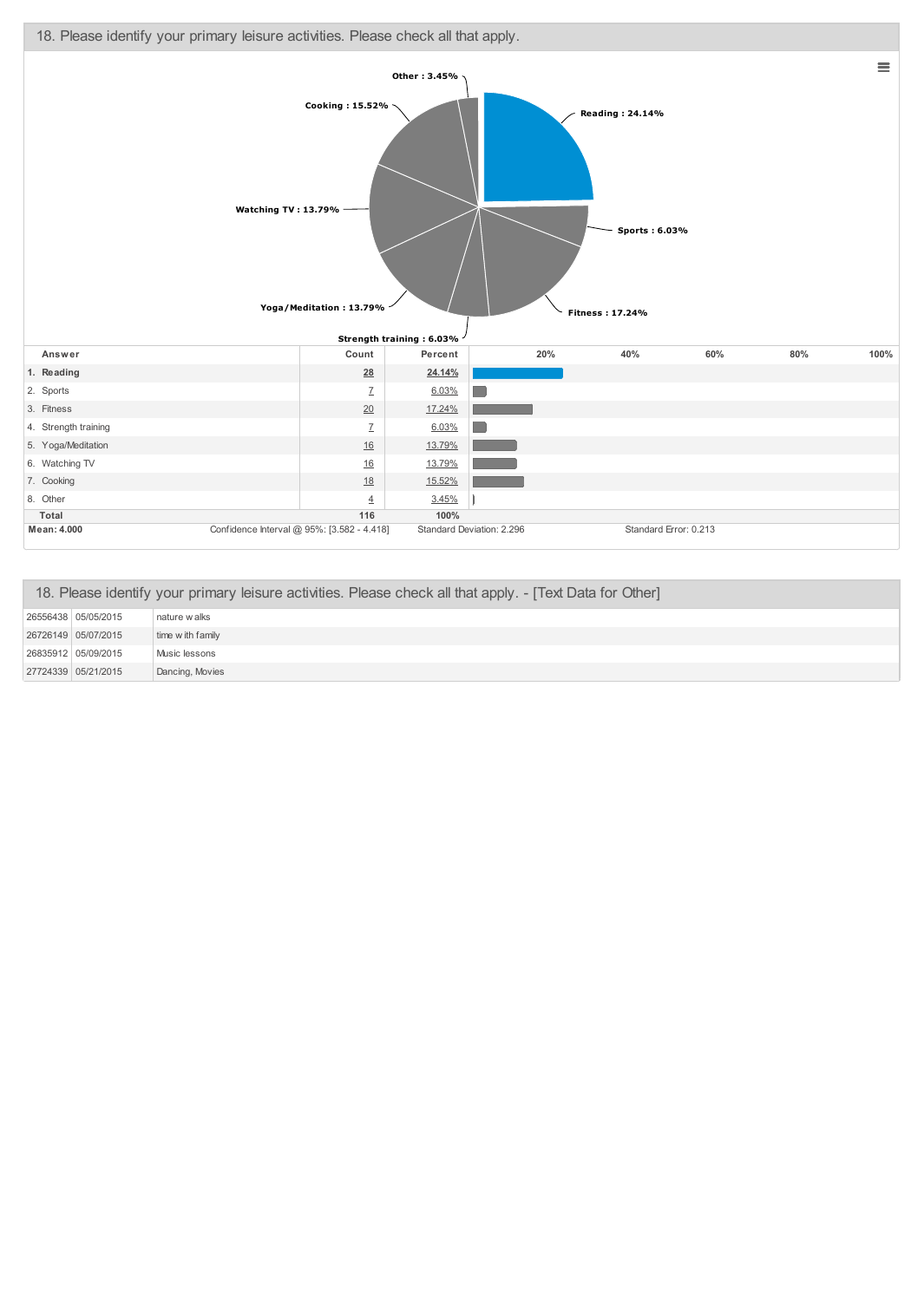## 18. Please identify your primary leisure activities. Please check all that apply.

| Answer | Count | Percent |
|---|---|---|
| 1. Reading | 28 | 24.14% |
| 2. Sports | 7 | 6.03% |
| 3. Fitness | 20 | 17.24% |
| 4. Strength training | 7 | 6.03% |
| 5. Yoga/Meditation | 16 | 13.79% |
| 6. Watching TV | 16 | 13.79% |
| 7. Cooking | 18 | 15.52% |
| 8. Other | 4 | 3.45% |
| Total | 116 | 100% |

**Mean: 4.000** Confidence Interval @ 95%: [3.582 - 4.418] Standard Deviation: 2.296 Standard Error: 0.213

## 18. Please identify your primary leisure activities. Please check all that apply. - [Text Data for Other]

| | | |
|---|---|---|
| 26556438 | 05/05/2015 | nature walks |
| 26726149 | 05/07/2015 | time with family |
| 26835912 | 05/09/2015 | Music lessons |
| 27724339 | 05/21/2015 | Dancing, Movies |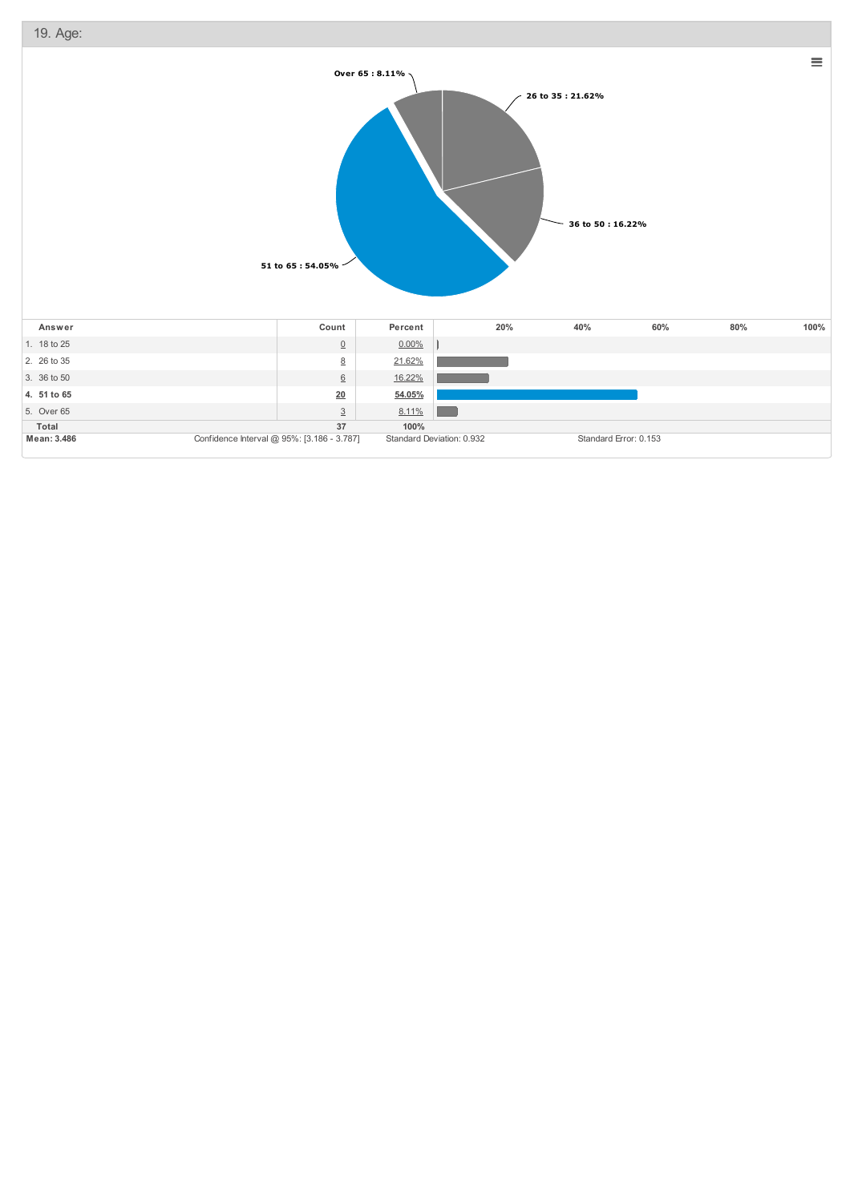## 19. Age:

Over 65 : 8.11%

26 to 35 : 21.62%

36 to 50 : 16.22%

51 to 65 : 54.05%

| Answer | Count | Percent |
|---|---|---|
| 1. 18 to 25 | 0 | 0.00% |
| 2. 26 to 35 | 8 | 21.62% |
| 3. 36 to 50 | 6 | 16.22% |
| **4. 51 to 65** | **20** | **54.05%** |
| 5. Over 65 | 3 | 8.11% |
| **Total** | **37** | **100%** |

**Mean: 3.486** | Confidence Interval @ 95%: [3.186 - 3.787] | Standard Deviation: 0.932 | Standard Error: 0.153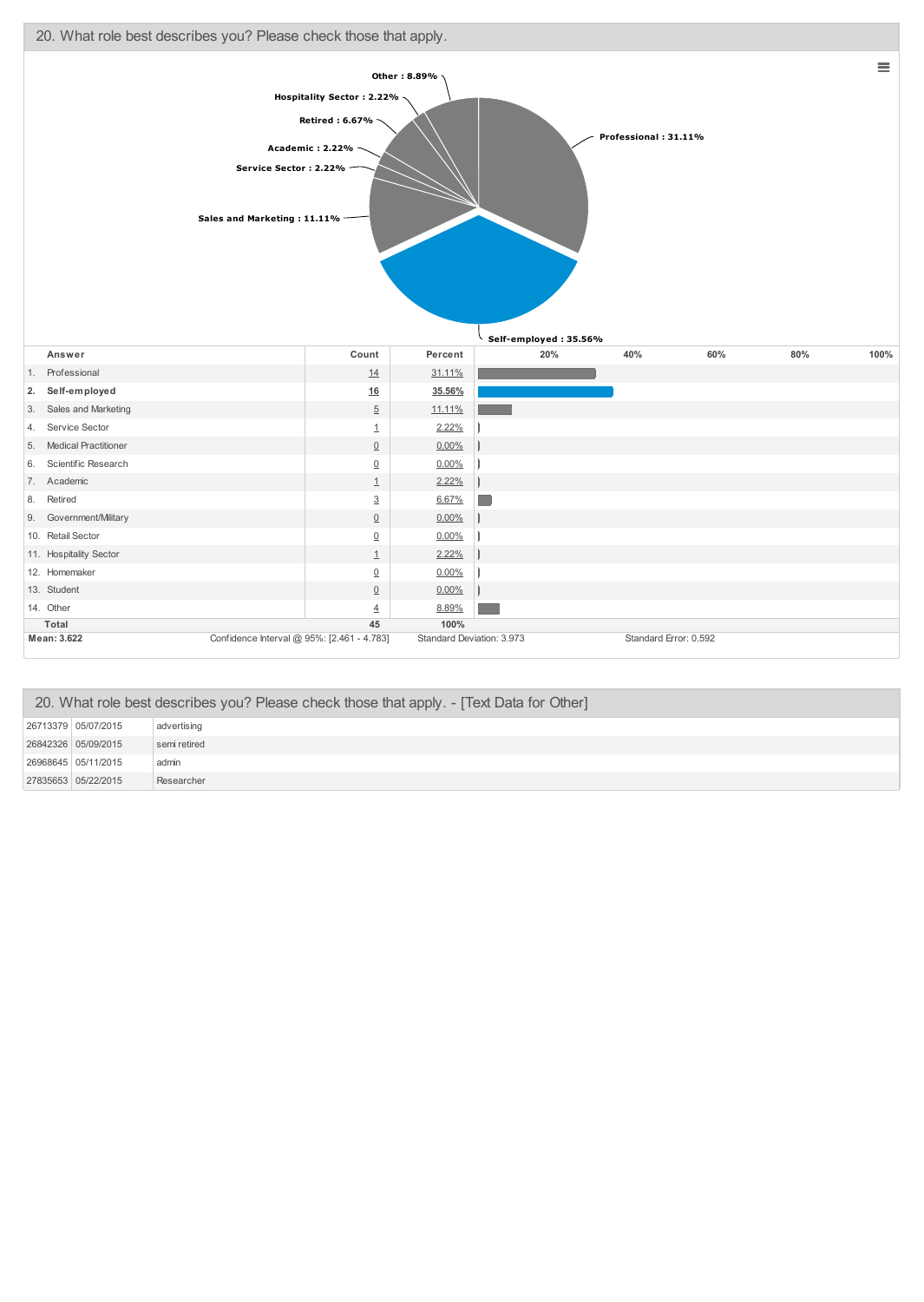## 20. What role best describes you? Please check those that apply.

| | Answer | Count | Percent |
|---|---|---|---|
| 1. | Professional | 14 | 31.11% |
| 2. | **Self-employed** | **16** | **35.56%** |
| 3. | Sales and Marketing | 5 | 11.11% |
| 4. | Service Sector | 1 | 2.22% |
| 5. | Medical Practitioner | 0 | 0.00% |
| 6. | Scientific Research | 0 | 0.00% |
| 7. | Academic | 1 | 2.22% |
| 8. | Retired | 3 | 6.67% |
| 9. | Government/Military | 0 | 0.00% |
| 10. | Retail Sector | 0 | 0.00% |
| 11. | Hospitality Sector | 1 | 2.22% |
| 12. | Homemaker | 0 | 0.00% |
| 13. | Student | 0 | 0.00% |
| 14. | Other | 4 | 8.89% |
| | **Total** | **45** | **100%** |

**Mean: 3.622** | Confidence Interval @ 95%: [2.461 - 4.783] | Standard Deviation: 3.973 | Standard Error: 0.592

## 20. What role best describes you? Please check those that apply. - [Text Data for Other]

| | | |
|---|---|---|
| 26713379 | 05/07/2015 | advertising |
| 26842326 | 05/09/2015 | semi retired |
| 26968645 | 05/11/2015 | admin |
| 27835653 | 05/22/2015 | Researcher |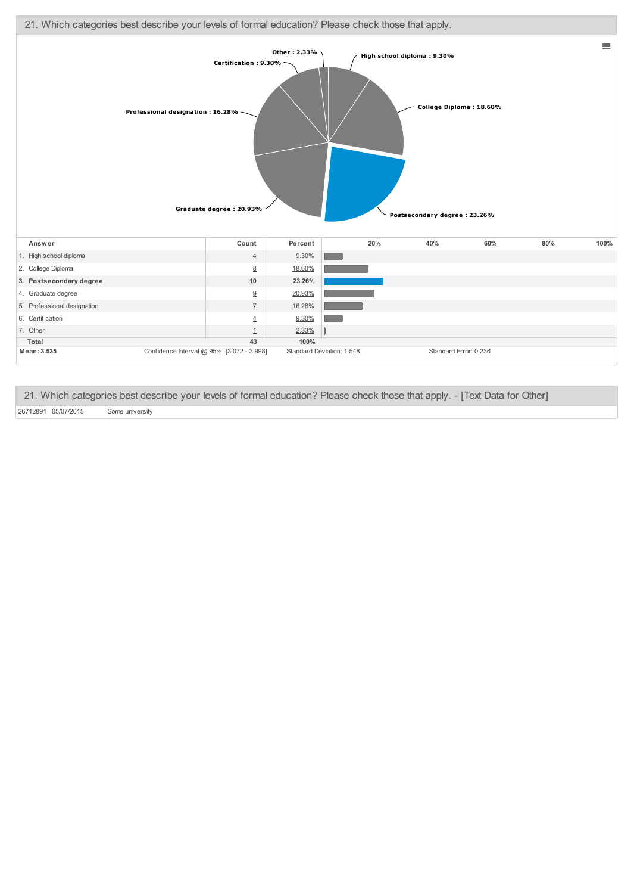## 21. Which categories best describe your levels of formal education? Please check those that apply.

| Answer | Count | Percent |
|---|---|---|
| 1. High school diploma | 4 | 9.30% |
| 2. College Diploma | 8 | 18.60% |
| 3. Postsecondary degree | 10 | 23.26% |
| 4. Graduate degree | 9 | 20.93% |
| 5. Professional designation | 7 | 16.28% |
| 6. Certification | 4 | 9.30% |
| 7. Other | 1 | 2.33% |
| Total | 43 | 100% |

**Mean: 3.535** Confidence Interval @ 95%: [3.072 - 3.998] Standard Deviation: 1.548 Standard Error: 0.236

## 21. Which categories best describe your levels of formal education? Please check those that apply. - [Text Data for Other]

| | | |
|---|---|---|
| 26712891 | 05/07/2015 | Some university |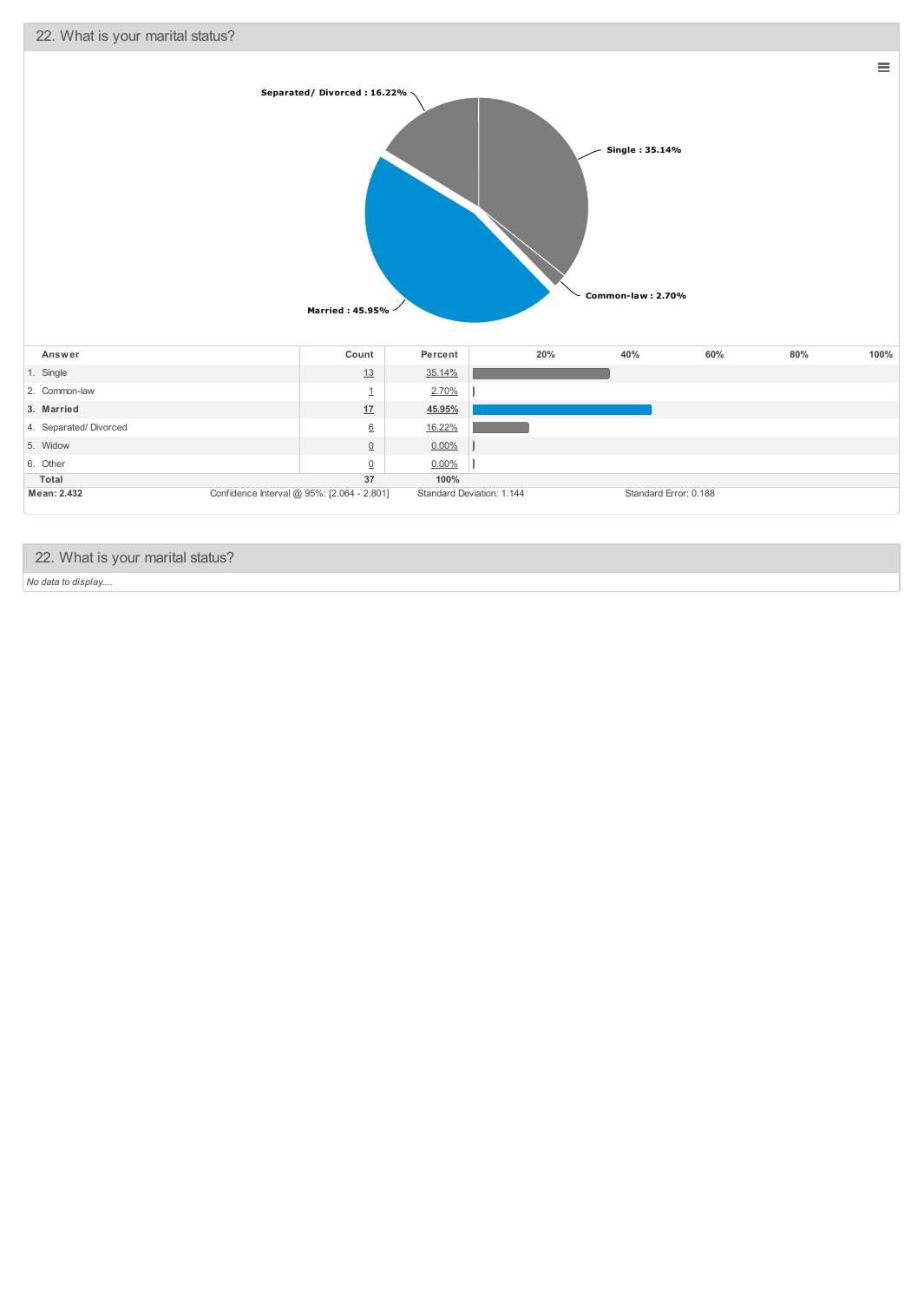## 22. What is your marital status?

Separated/ Divorced : 16.22%

Single : 35.14%

Common-law : 2.70%

Married : 45.95%

| Answer | Count | Percent |
|---|---|---|
| 1. Single | 13 | 35.14% |
| 2. Common-law | 1 | 2.70% |
| **3. Married** | **17** | **45.95%** |
| 4. Separated/ Divorced | 6 | 16.22% |
| 5. Widow | 0 | 0.00% |
| 6. Other | 0 | 0.00% |
| **Total** | **37** | **100%** |

**Mean: 2.432** Confidence Interval @ 95%: [2.064 - 2.801] Standard Deviation: 1.144 Standard Error: 0.188

## 22. What is your marital status?

*No data to display....*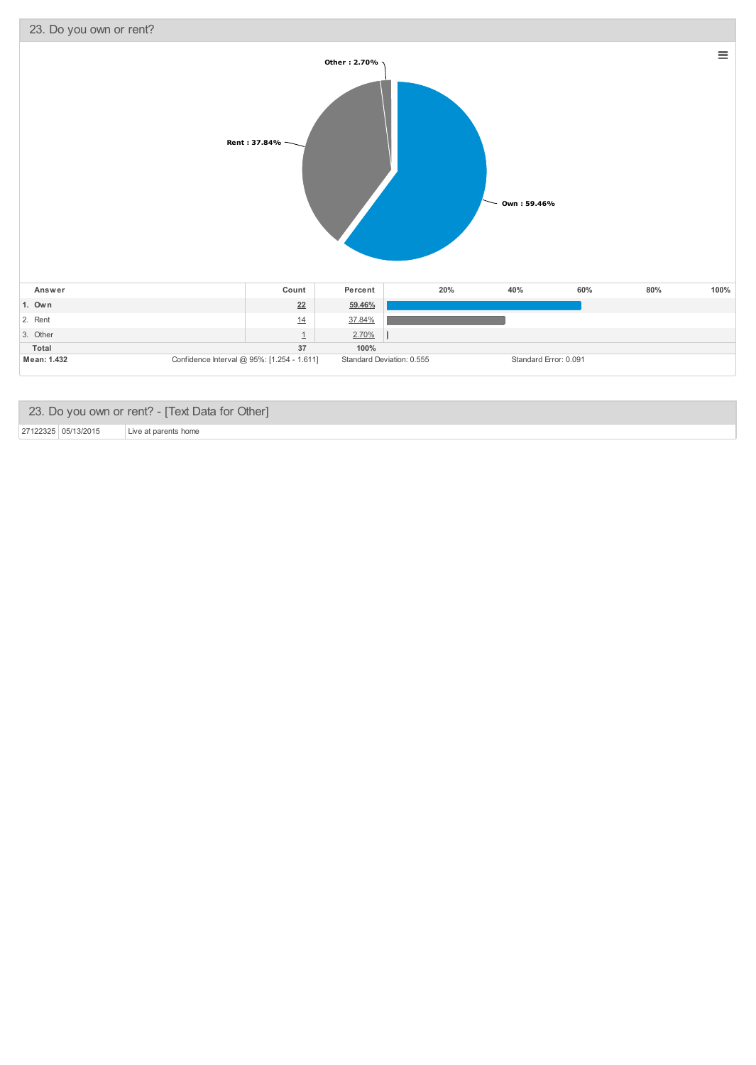## 23. Do you own or rent?

Other : 2.70%

Rent : 37.84%

Own : 59.46%

| Answer | Count | Percent |
|---|---|---|
| 1. Own | 22 | 59.46% |
| 2. Rent | 14 | 37.84% |
| 3. Other | 1 | 2.70% |
| Total | 37 | 100% |

**Mean: 1.432** Confidence Interval @ 95%: [1.254 - 1.611] Standard Deviation: 0.555 Standard Error: 0.091

## 23. Do you own or rent? - [Text Data for Other]

| | | |
|---|---|---|
| 27122325 | 05/13/2015 | Live at parents home |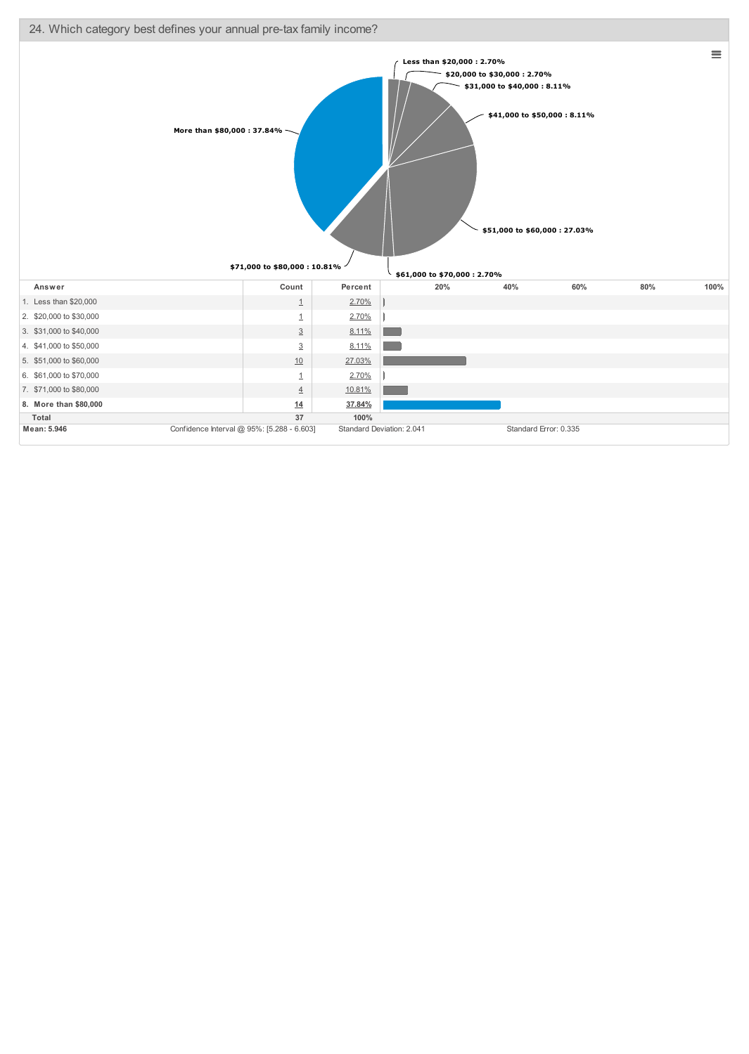## 24. Which category best defines your annual pre-tax family income?

Less than $20,000 : 2.70%
$20,000 to $30,000 : 2.70%
$31,000 to $40,000 : 8.11%
$41,000 to $50,000 : 8.11%
$51,000 to $60,000 : 27.03%
$61,000 to $70,000 : 2.70%
$71,000 to $80,000 : 10.81%
More than $80,000 : 37.84%

| Answer | Count | Percent |
|---|---|---|
| 1. Less than $20,000 | 1 | 2.70% |
| 2. $20,000 to $30,000 | 1 | 2.70% |
| 3. $31,000 to $40,000 | 3 | 8.11% |
| 4. $41,000 to $50,000 | 3 | 8.11% |
| 5. $51,000 to $60,000 | 10 | 27.03% |
| 6. $61,000 to $70,000 | 1 | 2.70% |
| 7. $71,000 to $80,000 | 4 | 10.81% |
| **8. More than $80,000** | **14** | **37.84%** |
| **Total** | **37** | **100%** |

**Mean: 5.946** | Confidence Interval @ 95%: [5.288 - 6.603] | Standard Deviation: 2.041 | Standard Error: 0.335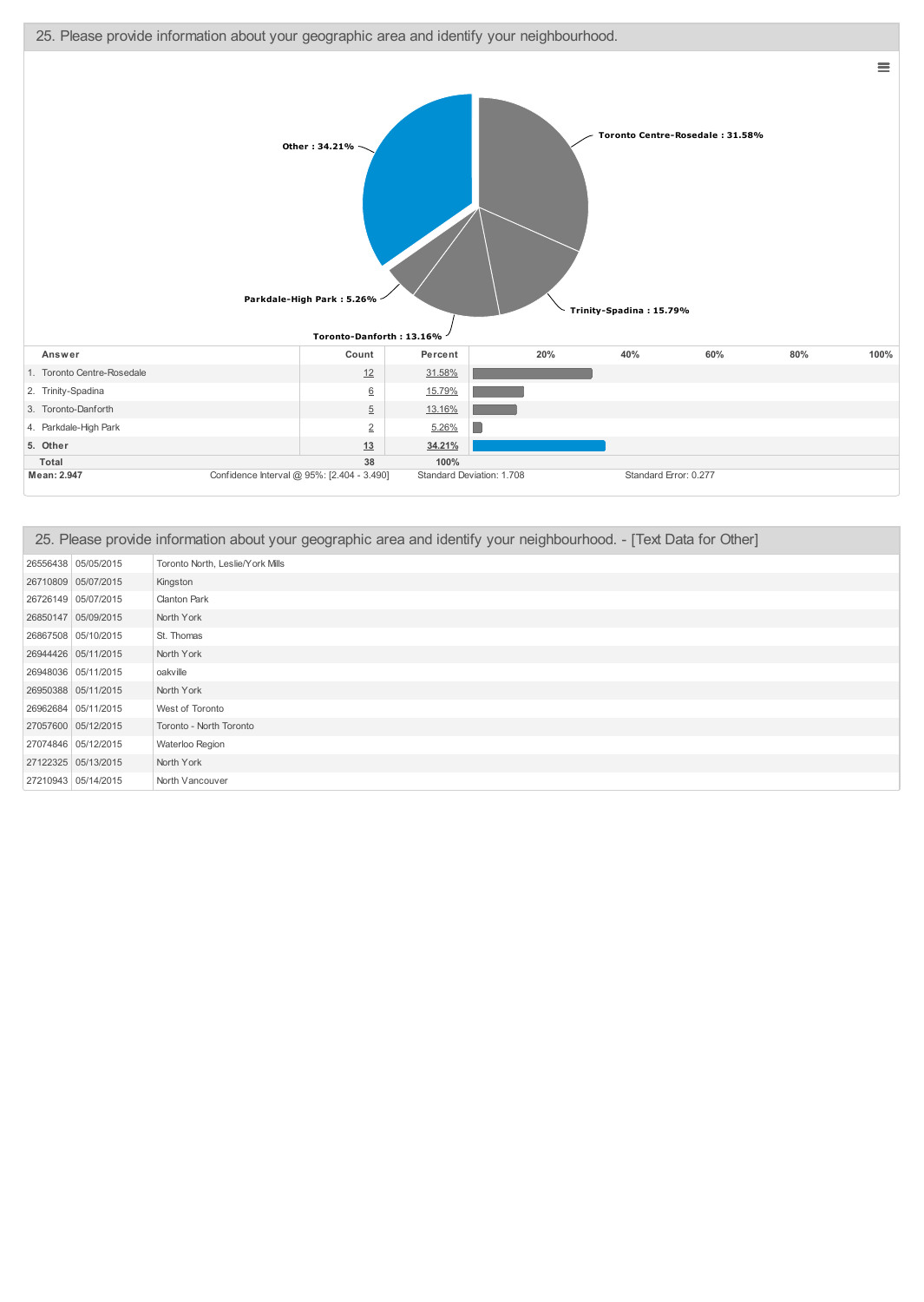## 25. Please provide information about your geographic area and identify your neighbourhood.

Other : 34.21%
Toronto Centre-Rosedale : 31.58%
Trinity-Spadina : 15.79%
Toronto-Danforth : 13.16%
Parkdale-High Park : 5.26%

| Answer | Count | Percent |
|---|---|---|
| 1. Toronto Centre-Rosedale | 12 | 31.58% |
| 2. Trinity-Spadina | 6 | 15.79% |
| 3. Toronto-Danforth | 5 | 13.16% |
| 4. Parkdale-High Park | 2 | 5.26% |
| **5. Other** | **13** | **34.21%** |
| **Total** | **38** | **100%** |

**Mean: 2.947** | Confidence Interval @ 95%: [2.404 - 3.490] | Standard Deviation: 1.708 | Standard Error: 0.277

## 25. Please provide information about your geographic area and identify your neighbourhood. - [Text Data for Other]

| | | |
|---|---|---|
| 26556438 | 05/05/2015 | Toronto North, Leslie/York Mills |
| 26710809 | 05/07/2015 | Kingston |
| 26726149 | 05/07/2015 | Clanton Park |
| 26850147 | 05/09/2015 | North York |
| 26867508 | 05/10/2015 | St. Thomas |
| 26944426 | 05/11/2015 | North York |
| 26948036 | 05/11/2015 | oakville |
| 26950388 | 05/11/2015 | North York |
| 26962684 | 05/11/2015 | West of Toronto |
| 27057600 | 05/12/2015 | Toronto - North Toronto |
| 27074846 | 05/12/2015 | Waterloo Region |
| 27122325 | 05/13/2015 | North York |
| 27210943 | 05/14/2015 | North Vancouver |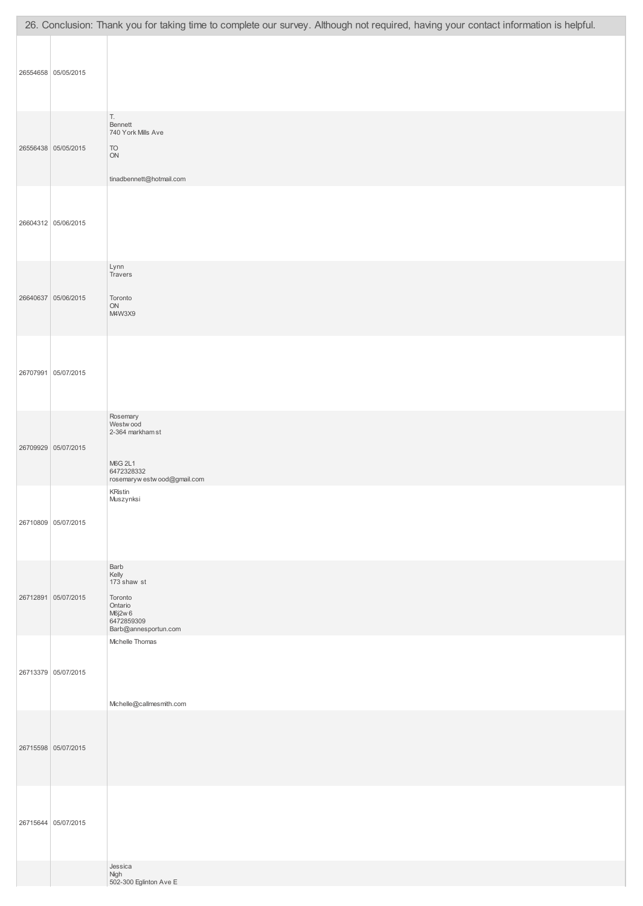| 26. Conclusion: Thank you for taking time to complete our survey. Although not required, having your contact information is helpful. | | |
|---|---|---|
| 26554658 | 05/05/2015 | |
| 26556438 | 05/05/2015 | T.<br>Bennett<br>740 York Mills Ave<br><br>TO<br>ON<br><br><br>tinadbennett@hotmail.com |
| 26604312 | 05/06/2015 | |
| 26640637 | 05/06/2015 | Lynn<br>Travers<br><br><br>Toronto<br>ON<br>M4W3X9 |
| 26707991 | 05/07/2015 | |
| 26709929 | 05/07/2015 | Rosemary<br>Westw ood<br>2-364 markham st<br><br><br>M6G 2L1<br>6472328332<br>rosemaryw estw ood@gmail.com |
| 26710809 | 05/07/2015 | KRistin<br>Muszynksi |
| 26712891 | 05/07/2015 | Barb<br>Kelly<br>173 shaw st<br><br>Toronto<br>Ontario<br>M6j2w 6<br>6472859309<br>Barb@annesportun.com |
| 26713379 | 05/07/2015 | Michelle Thomas<br><br><br><br><br>Michelle@callmesmith.com |
| 26715598 | 05/07/2015 | |
| 26715644 | 05/07/2015 | |
| | | Jessica<br>Nigh<br>502-300 Eglinton Ave E |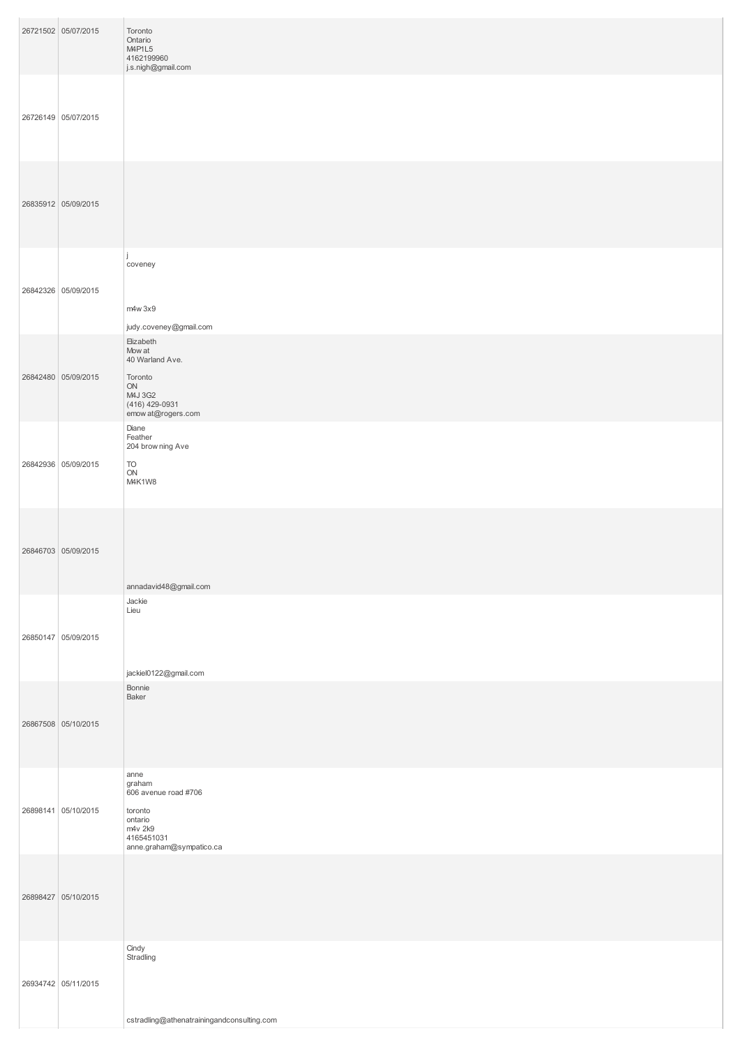| | | |
|---|---|---|
| 26721502 | 05/07/2015 | Toronto<br>Ontario<br>M4P1L5<br>4162199960<br>j.s.nigh@gmail.com |
| 26726149 | 05/07/2015 | |
| 26835912 | 05/09/2015 | |
| 26842326 | 05/09/2015 | j<br>coveney<br><br>m4w 3x9<br>judy.coveney@gmail.com |
| 26842480 | 05/09/2015 | Elizabeth<br>Mowat<br>40 Warland Ave.<br><br>Toronto<br>ON<br>M4J 3G2<br>(416) 429-0931<br>emowat@rogers.com |
| 26842936 | 05/09/2015 | Diane<br>Feather<br>204 browning Ave<br><br>TO<br>ON<br>M4K1W8 |
| 26846703 | 05/09/2015 | annadavid48@gmail.com |
| 26850147 | 05/09/2015 | Jackie<br>Lieu<br><br>jackiel0122@gmail.com |
| 26867508 | 05/10/2015 | Bonnie<br>Baker |
| 26898141 | 05/10/2015 | anne<br>graham<br>606 avenue road #706<br><br>toronto<br>ontario<br>m4v 2k9<br>4165451031<br>anne.graham@sympatico.ca |
| 26898427 | 05/10/2015 | |
| 26934742 | 05/11/2015 | Cindy<br>Stradling<br><br>cstradling@athenatrainingandconsulting.com |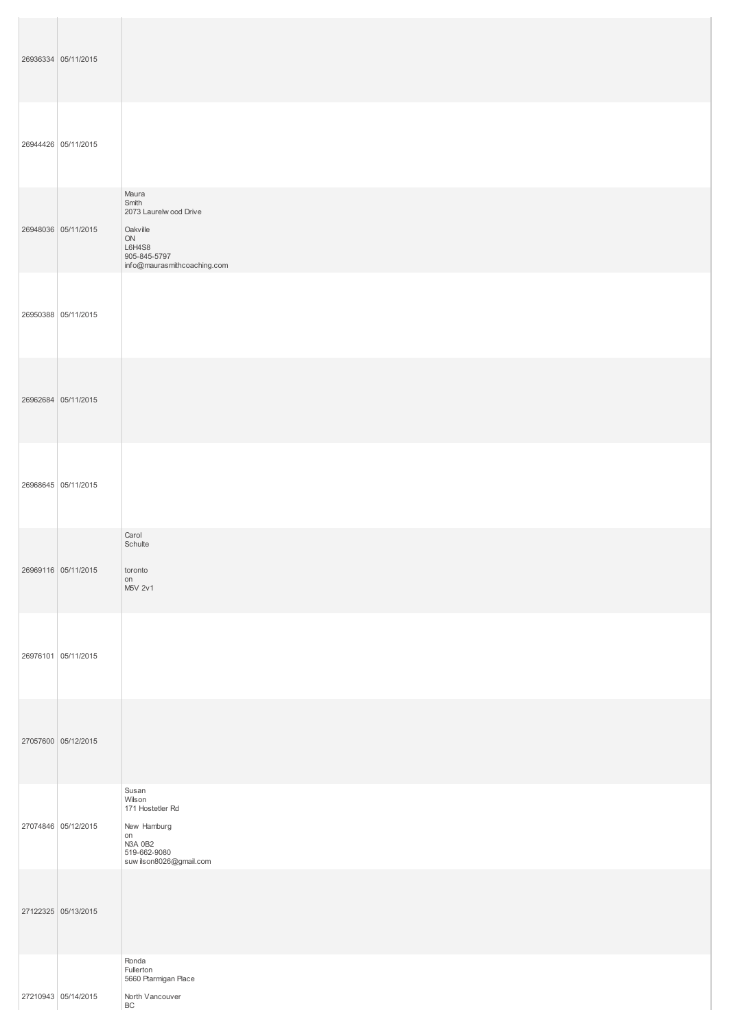| | | |
|---|---|---|
| 26936334 | 05/11/2015 | |
| 26944426 | 05/11/2015 | |
| 26948036 | 05/11/2015 | Maura<br>Smith<br>2073 Laurelw ood Drive<br><br>Oakville<br>ON<br>L6H4S8<br>905-845-5797<br>info@maurasmithcoaching.com |
| 26950388 | 05/11/2015 | |
| 26962684 | 05/11/2015 | |
| 26968645 | 05/11/2015 | |
| 26969116 | 05/11/2015 | Carol<br>Schulte<br><br><br>toronto<br>on<br>M5V 2v1 |
| 26976101 | 05/11/2015 | |
| 27057600 | 05/12/2015 | |
| 27074846 | 05/12/2015 | Susan<br>Wilson<br>171 Hostetler Rd<br><br>New Hamburg<br>on<br>N3A 0B2<br>519-662-9080<br>suw ilson8026@gmail.com |
| 27122325 | 05/13/2015 | |
| 27210943 | 05/14/2015 | Ronda<br>Fullerton<br>5660 Ptarmigan Place<br><br>North Vancouver<br>BC |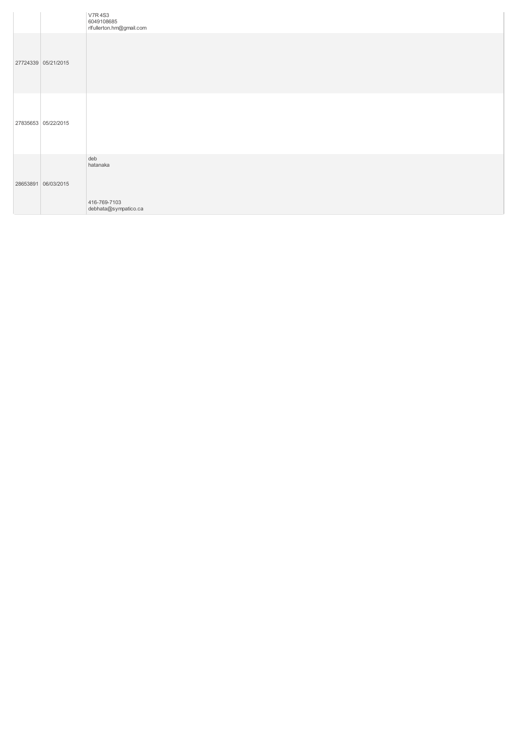|  |  |  |
|---|---|---|
|  |  | V7R 4S3<br>6049108685<br>rlfullerton.hm@gmail.com |
| 27724339 | 05/21/2015 |  |
| 27835653 | 05/22/2015 |  |
| 28653891 | 06/03/2015 | deb<br>hatanaka<br><br>416-769-7103<br>debhata@sympatico.ca |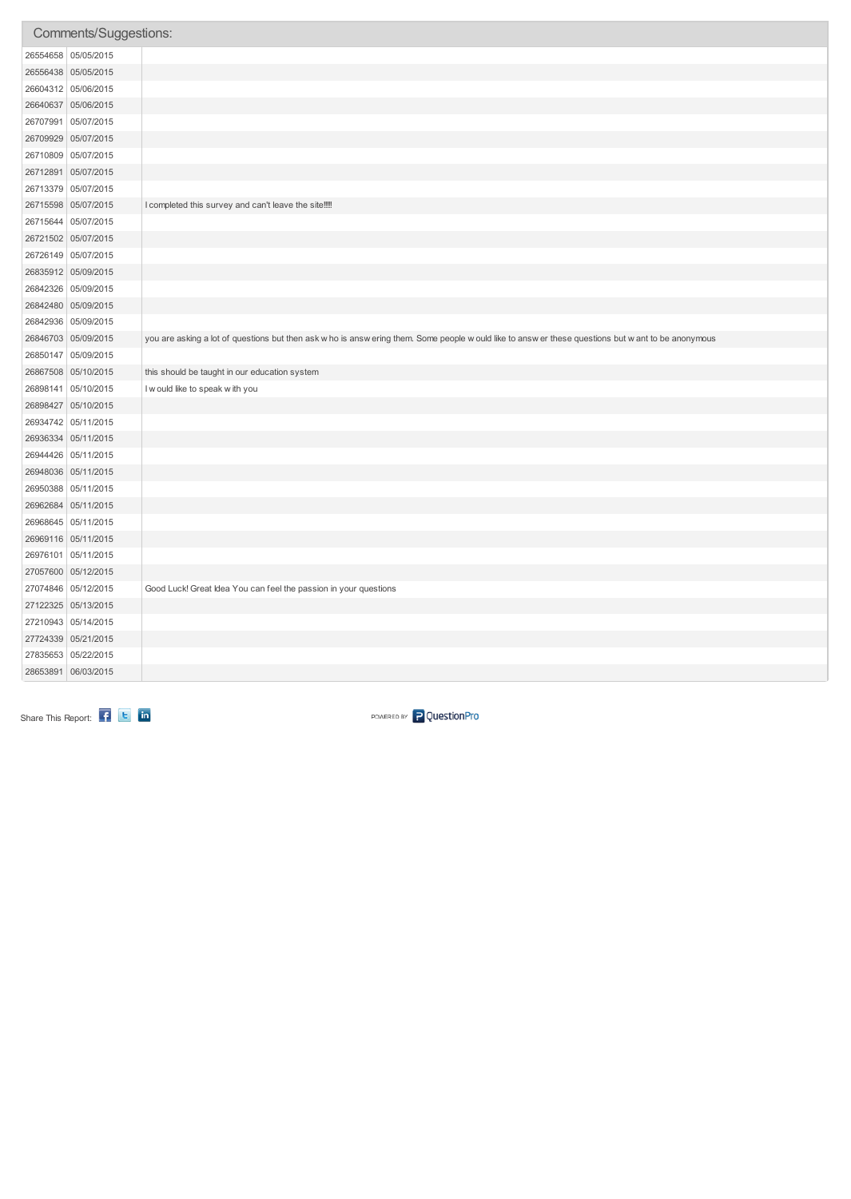## Comments/Suggestions:

| | | |
|---|---|---|
| 26554658 | 05/05/2015 | |
| 26556438 | 05/05/2015 | |
| 26604312 | 05/06/2015 | |
| 26640637 | 05/06/2015 | |
| 26707991 | 05/07/2015 | |
| 26709929 | 05/07/2015 | |
| 26710809 | 05/07/2015 | |
| 26712891 | 05/07/2015 | |
| 26713379 | 05/07/2015 | |
| 26715598 | 05/07/2015 | I completed this survey and can't leave the site!!!!! |
| 26715644 | 05/07/2015 | |
| 26721502 | 05/07/2015 | |
| 26726149 | 05/07/2015 | |
| 26835912 | 05/09/2015 | |
| 26842326 | 05/09/2015 | |
| 26842480 | 05/09/2015 | |
| 26842936 | 05/09/2015 | |
| 26846703 | 05/09/2015 | you are asking a lot of questions but then ask w ho is answ ering them. Some people w ould like to answ er these questions but w ant to be anonymous |
| 26850147 | 05/09/2015 | |
| 26867508 | 05/10/2015 | this should be taught in our education system |
| 26898141 | 05/10/2015 | I w ould like to speak w ith you |
| 26898427 | 05/10/2015 | |
| 26934742 | 05/11/2015 | |
| 26936334 | 05/11/2015 | |
| 26944426 | 05/11/2015 | |
| 26948036 | 05/11/2015 | |
| 26950388 | 05/11/2015 | |
| 26962684 | 05/11/2015 | |
| 26968645 | 05/11/2015 | |
| 26969116 | 05/11/2015 | |
| 26976101 | 05/11/2015 | |
| 27057600 | 05/12/2015 | |
| 27074846 | 05/12/2015 | Good Luck! Great Idea You can feel the passion in your questions |
| 27122325 | 05/13/2015 | |
| 27210943 | 05/14/2015 | |
| 27724339 | 05/21/2015 | |
| 27835653 | 05/22/2015 | |
| 28653891 | 06/03/2015 | |

Share This Report:

POWERED BY QuestionPro